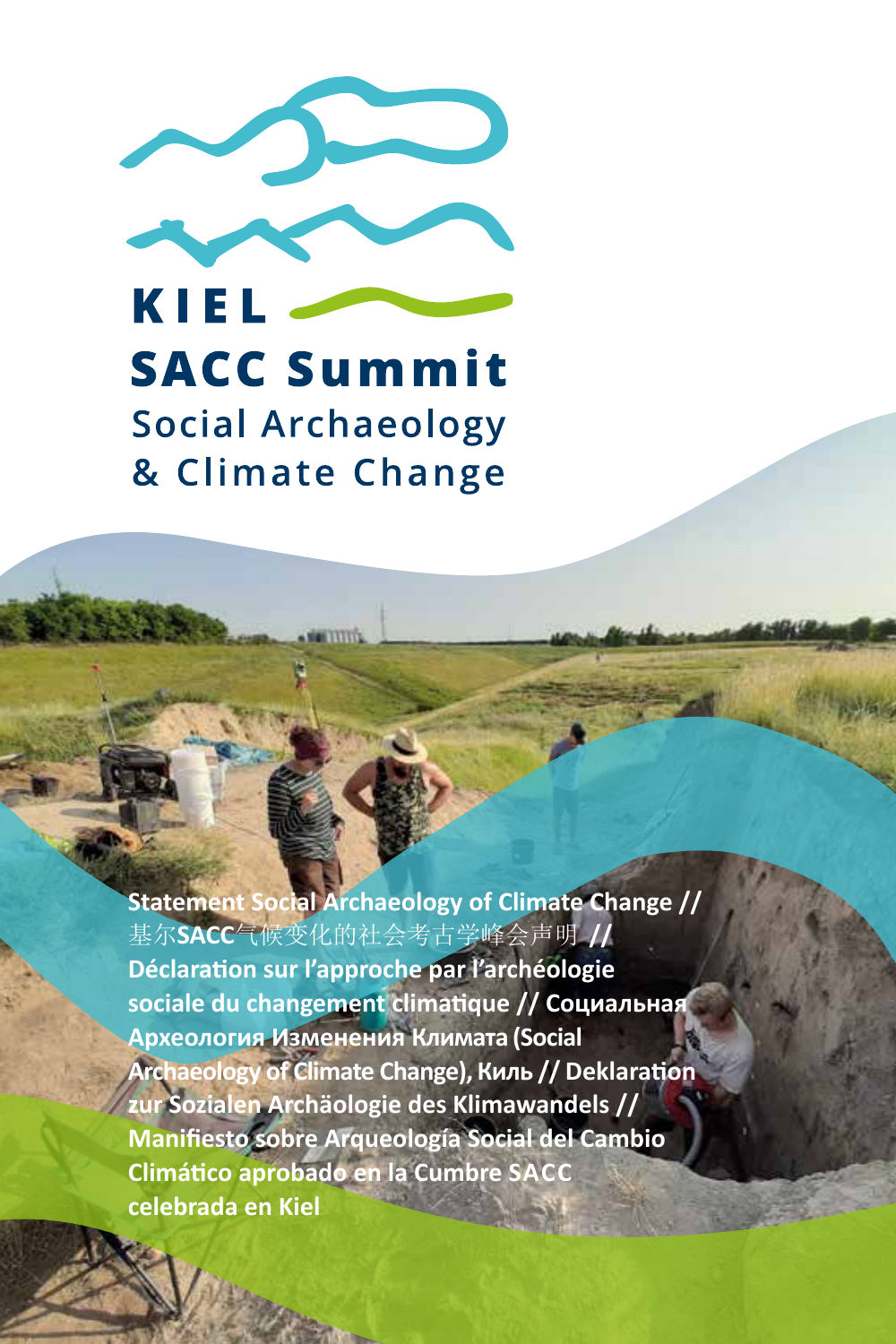# KIEL SACC Summit

## Social Archaeology & Climate Change

**Statement Social Archaeology of Climate Change // 基尔SACC气候变化的社会考古学峰会声明 // Déclaration sur l'approche par l'archéologie sociale du changement climatique // Социальная Археология Изменения Климата (Social Archaeology of Climate Change), Киль // Deklaration zur Sozialen Archäologie des Klimawandels // Manifiesto sobre Arqueología Social del Cambio Climático aprobado en la Cumbre SACC celebrada en Kiel**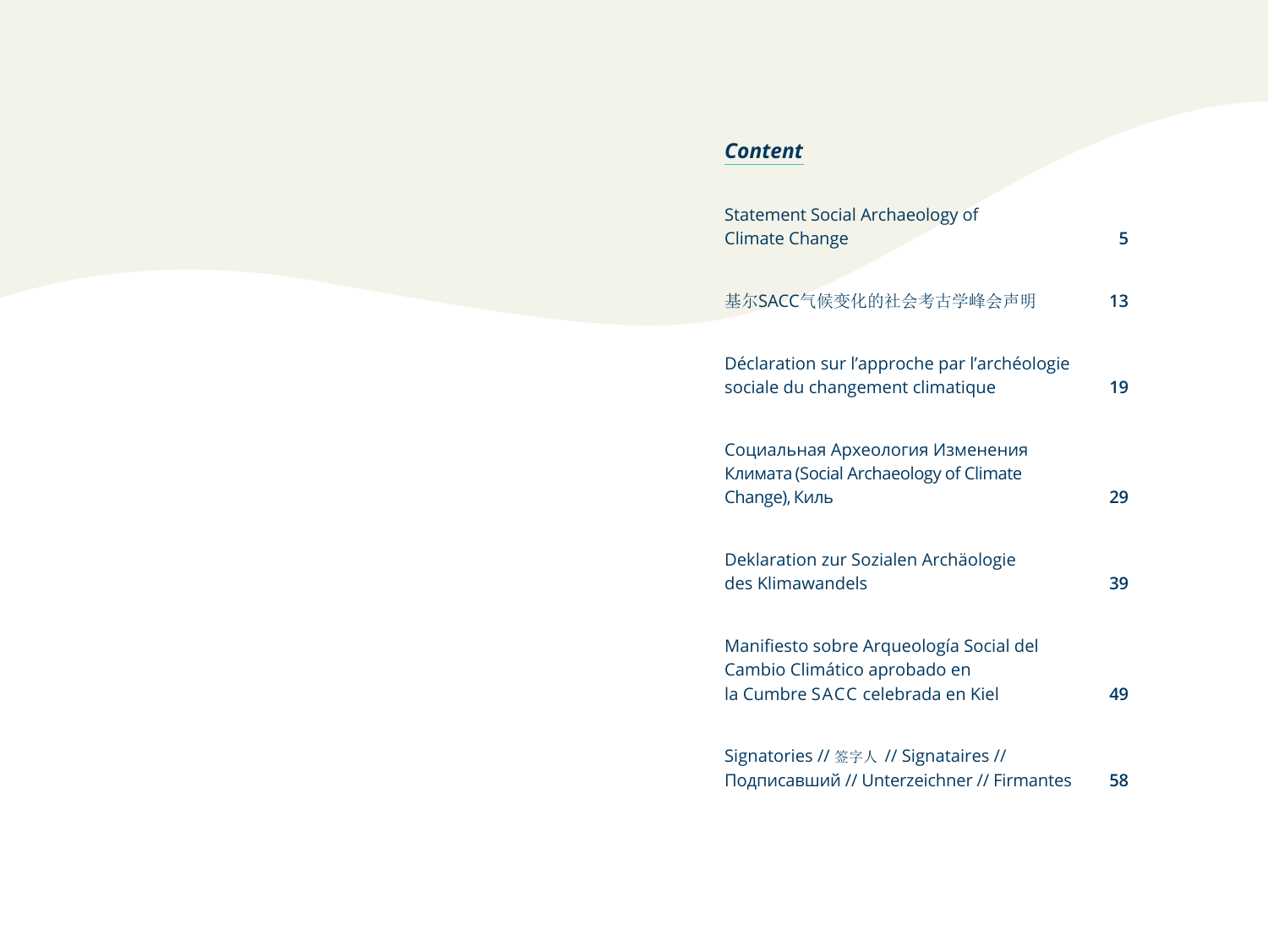## *Content*

| | |
|---|---|
| Statement Social Archaeology of Climate Change | 5 |
| 基尔SACC气候变化的社会考古学峰会声明 | 13 |
| Déclaration sur l'approche par l'archéologie sociale du changement climatique | 19 |
| Социальная Археология Изменения Климата (Social Archaeology of Climate Change), Киль | 29 |
| Deklaration zur Sozialen Archäologie des Klimawandels | 39 |
| Manifiesto sobre Arqueología Social del Cambio Climático aprobado en la Cumbre SACC celebrada en Kiel | 49 |
| Signatories // 签字人 // Signataires // Подписавший // Unterzeichner // Firmantes | 58 |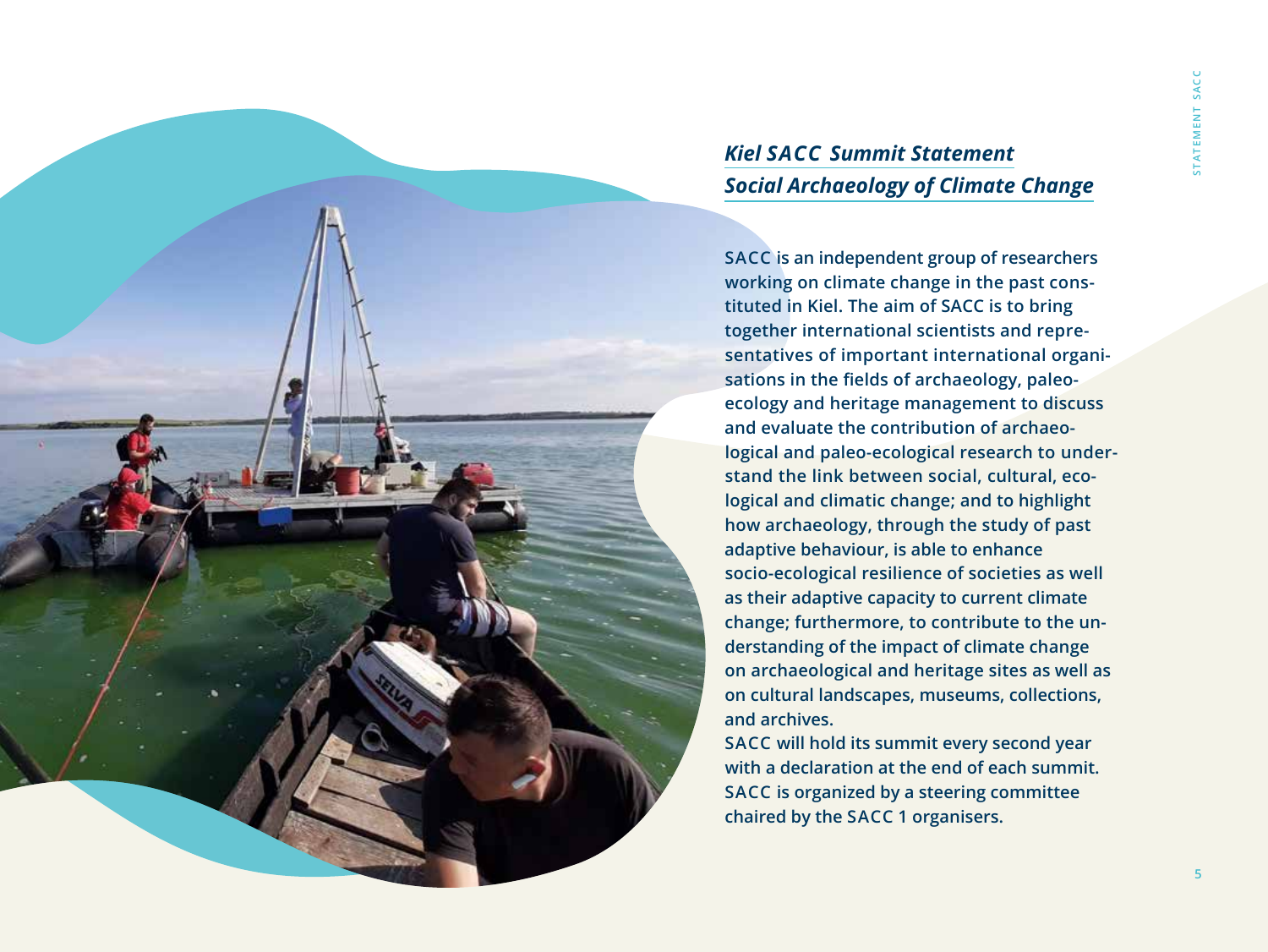## *Kiel SACC Summit Statement*
## *Social Archaeology of Climate Change*

**SACC is an independent group of researchers working on climate change in the past constituted in Kiel. The aim of SACC is to bring together international scientists and representatives of important international organisations in the fields of archaeology, paleoecology and heritage management to discuss and evaluate the contribution of archaeological and paleo-ecological research to understand the link between social, cultural, ecological and climatic change; and to highlight how archaeology, through the study of past adaptive behaviour, is able to enhance socio-ecological resilience of societies as well as their adaptive capacity to current climate change; furthermore, to contribute to the understanding of the impact of climate change on archaeological and heritage sites as well as on cultural landscapes, museums, collections, and archives.**

**SACC will hold its summit every second year with a declaration at the end of each summit. SACC is organized by a steering committee chaired by the SACC 1 organisers.**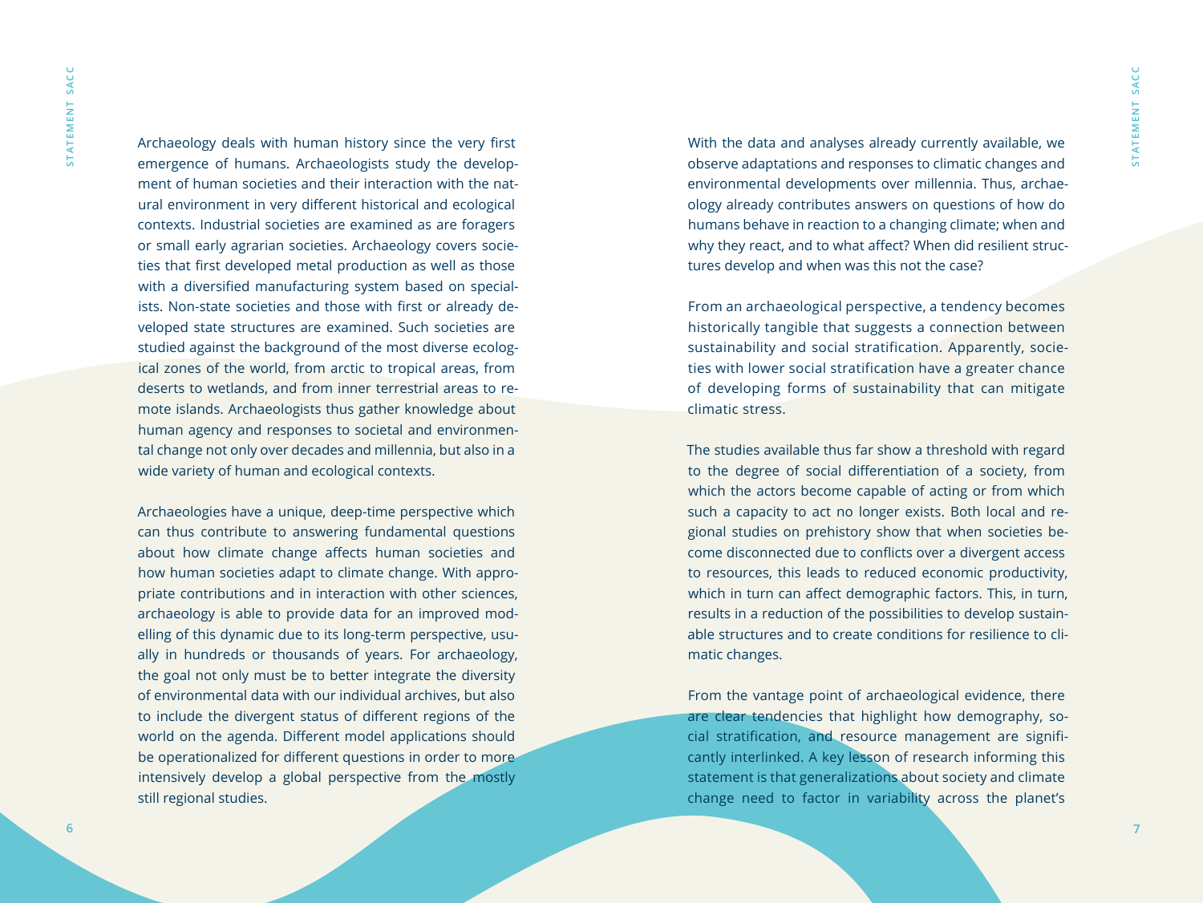Archaeology deals with human history since the very first emergence of humans. Archaeologists study the development of human societies and their interaction with the natural environment in very different historical and ecological contexts. Industrial societies are examined as are foragers or small early agrarian societies. Archaeology covers societies that first developed metal production as well as those with a diversified manufacturing system based on specialists. Non-state societies and those with first or already developed state structures are examined. Such societies are studied against the background of the most diverse ecological zones of the world, from arctic to tropical areas, from deserts to wetlands, and from inner terrestrial areas to remote islands. Archaeologists thus gather knowledge about human agency and responses to societal and environmental change not only over decades and millennia, but also in a wide variety of human and ecological contexts.

Archaeologies have a unique, deep-time perspective which can thus contribute to answering fundamental questions about how climate change affects human societies and how human societies adapt to climate change. With appropriate contributions and in interaction with other sciences, archaeology is able to provide data for an improved modelling of this dynamic due to its long-term perspective, usually in hundreds or thousands of years. For archaeology, the goal not only must be to better integrate the diversity of environmental data with our individual archives, but also to include the divergent status of different regions of the world on the agenda. Different model applications should be operationalized for different questions in order to more intensively develop a global perspective from the mostly still regional studies.

With the data and analyses already currently available, we observe adaptations and responses to climatic changes and environmental developments over millennia. Thus, archaeology already contributes answers on questions of how do humans behave in reaction to a changing climate; when and why they react, and to what affect? When did resilient structures develop and when was this not the case?

From an archaeological perspective, a tendency becomes historically tangible that suggests a connection between sustainability and social stratification. Apparently, societies with lower social stratification have a greater chance of developing forms of sustainability that can mitigate climatic stress.

The studies available thus far show a threshold with regard to the degree of social differentiation of a society, from which the actors become capable of acting or from which such a capacity to act no longer exists. Both local and regional studies on prehistory show that when societies become disconnected due to conflicts over a divergent access to resources, this leads to reduced economic productivity, which in turn can affect demographic factors. This, in turn, results in a reduction of the possibilities to develop sustainable structures and to create conditions for resilience to climatic changes.

From the vantage point of archaeological evidence, there are clear tendencies that highlight how demography, social stratification, and resource management are significantly interlinked. A key lesson of research informing this statement is that generalizations about society and climate change need to factor in variability across the planet's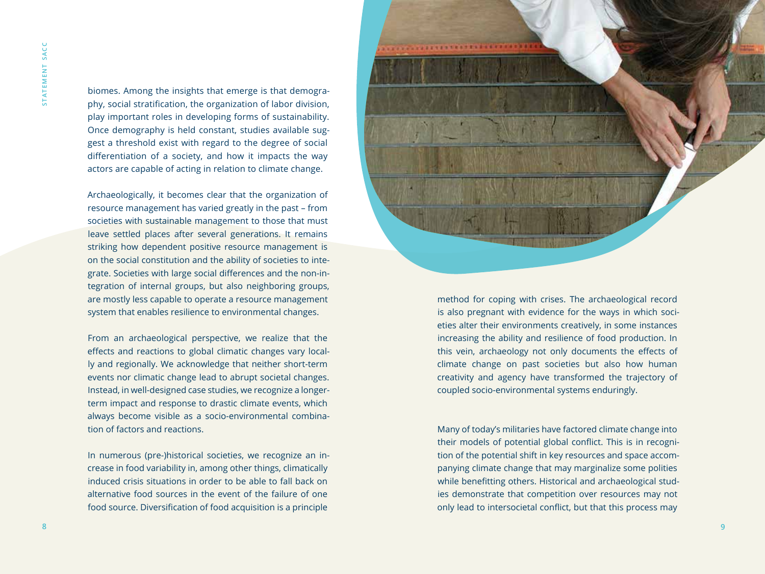biomes. Among the insights that emerge is that demography, social stratification, the organization of labor division, play important roles in developing forms of sustainability. Once demography is held constant, studies available suggest a threshold exist with regard to the degree of social differentiation of a society, and how it impacts the way actors are capable of acting in relation to climate change.

Archaeologically, it becomes clear that the organization of resource management has varied greatly in the past – from societies with sustainable management to those that must leave settled places after several generations. It remains striking how dependent positive resource management is on the social constitution and the ability of societies to integrate. Societies with large social differences and the non-integration of internal groups, but also neighboring groups, are mostly less capable to operate a resource management system that enables resilience to environmental changes.

From an archaeological perspective, we realize that the effects and reactions to global climatic changes vary locally and regionally. We acknowledge that neither short-term events nor climatic change lead to abrupt societal changes. Instead, in well-designed case studies, we recognize a longer-term impact and response to drastic climate events, which always become visible as a socio-environmental combination of factors and reactions.

In numerous (pre-)historical societies, we recognize an increase in food variability in, among other things, climatically induced crisis situations in order to be able to fall back on alternative food sources in the event of the failure of one food source. Diversification of food acquisition is a principle method for coping with crises. The archaeological record is also pregnant with evidence for the ways in which societies alter their environments creatively, in some instances increasing the ability and resilience of food production. In this vein, archaeology not only documents the effects of climate change on past societies but also how human creativity and agency have transformed the trajectory of coupled socio-environmental systems enduringly.

Many of today's militaries have factored climate change into their models of potential global conflict. This is in recognition of the potential shift in key resources and space accompanying climate change that may marginalize some polities while benefitting others. Historical and archaeological studies demonstrate that competition over resources may not only lead to intersocietal conflict, but that this process may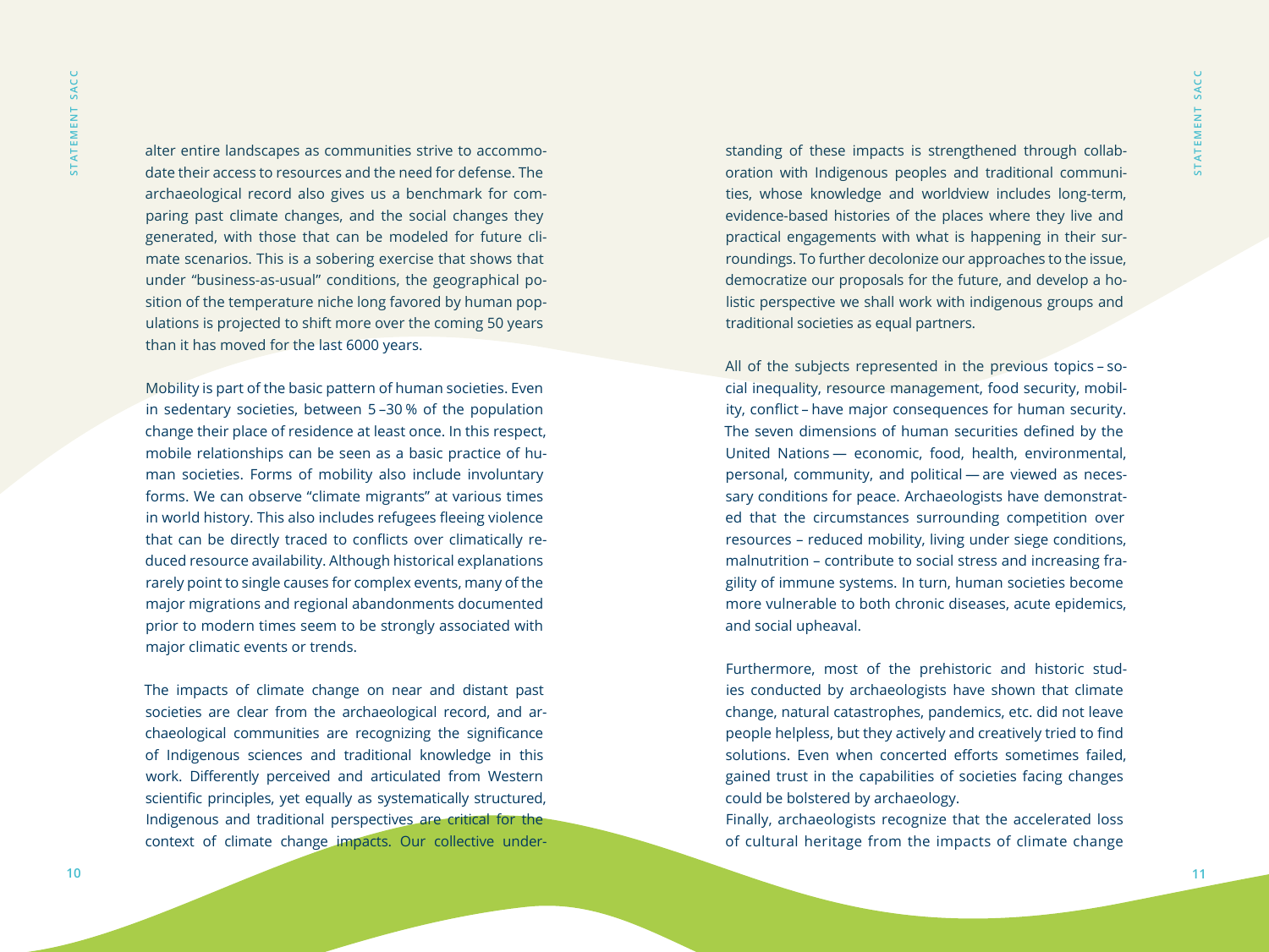alter entire landscapes as communities strive to accommodate their access to resources and the need for defense. The archaeological record also gives us a benchmark for comparing past climate changes, and the social changes they generated, with those that can be modeled for future climate scenarios. This is a sobering exercise that shows that under "business-as-usual" conditions, the geographical position of the temperature niche long favored by human populations is projected to shift more over the coming 50 years than it has moved for the last 6000 years.

Mobility is part of the basic pattern of human societies. Even in sedentary societies, between 5–30 % of the population change their place of residence at least once. In this respect, mobile relationships can be seen as a basic practice of human societies. Forms of mobility also include involuntary forms. We can observe "climate migrants" at various times in world history. This also includes refugees fleeing violence that can be directly traced to conflicts over climatically reduced resource availability. Although historical explanations rarely point to single causes for complex events, many of the major migrations and regional abandonments documented prior to modern times seem to be strongly associated with major climatic events or trends.

The impacts of climate change on near and distant past societies are clear from the archaeological record, and archaeological communities are recognizing the significance of Indigenous sciences and traditional knowledge in this work. Differently perceived and articulated from Western scientific principles, yet equally as systematically structured, Indigenous and traditional perspectives are critical for the context of climate change impacts. Our collective understanding of these impacts is strengthened through collaboration with Indigenous peoples and traditional communities, whose knowledge and worldview includes long-term, evidence-based histories of the places where they live and practical engagements with what is happening in their surroundings. To further decolonize our approaches to the issue, democratize our proposals for the future, and develop a holistic perspective we shall work with indigenous groups and traditional societies as equal partners.

All of the subjects represented in the previous topics – social inequality, resource management, food security, mobility, conflict – have major consequences for human security. The seven dimensions of human securities defined by the United Nations — economic, food, health, environmental, personal, community, and political — are viewed as necessary conditions for peace. Archaeologists have demonstrated that the circumstances surrounding competition over resources – reduced mobility, living under siege conditions, malnutrition – contribute to social stress and increasing fragility of immune systems. In turn, human societies become more vulnerable to both chronic diseases, acute epidemics, and social upheaval.

Furthermore, most of the prehistoric and historic studies conducted by archaeologists have shown that climate change, natural catastrophes, pandemics, etc. did not leave people helpless, but they actively and creatively tried to find solutions. Even when concerted efforts sometimes failed, gained trust in the capabilities of societies facing changes could be bolstered by archaeology.

Finally, archaeologists recognize that the accelerated loss of cultural heritage from the impacts of climate change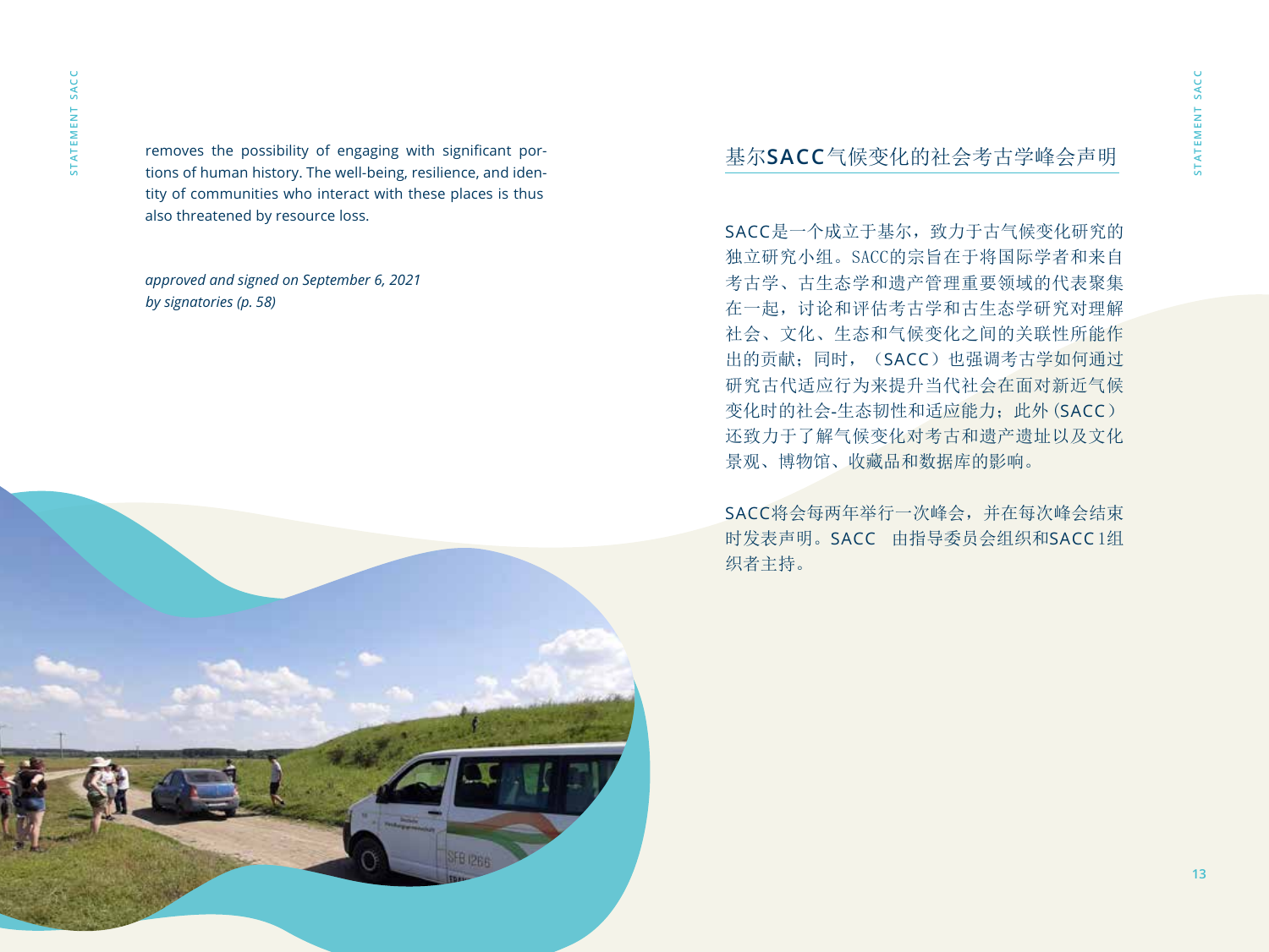removes the possibility of engaging with significant portions of human history. The well-being, resilience, and identity of communities who interact with these places is thus also threatened by resource loss.

*approved and signed on September 6, 2021 by signatories (p. 58)*

## 基尔SACC气候变化的社会考古学峰会声明

SACC是一个成立于基尔，致力于古气候变化研究的独立研究小组。SACC的宗旨在于将国际学者和来自考古学、古生态学和遗产管理重要领域的代表聚集在一起，讨论和评估考古学和古生态学研究对理解社会、文化、生态和气候变化之间的关联性所能作出的贡献；同时，（SACC）也强调考古学如何通过研究古代适应行为来提升当代社会在面对新近气候变化时的社会-生态韧性和适应能力；此外（SACC）还致力于了解气候变化对考古和遗产遗址以及文化景观、博物馆、收藏品和数据库的影响。

SACC将会每两年举行一次峰会，并在每次峰会结束时发表声明。SACC 由指导委员会组织和SACC 1组织者主持。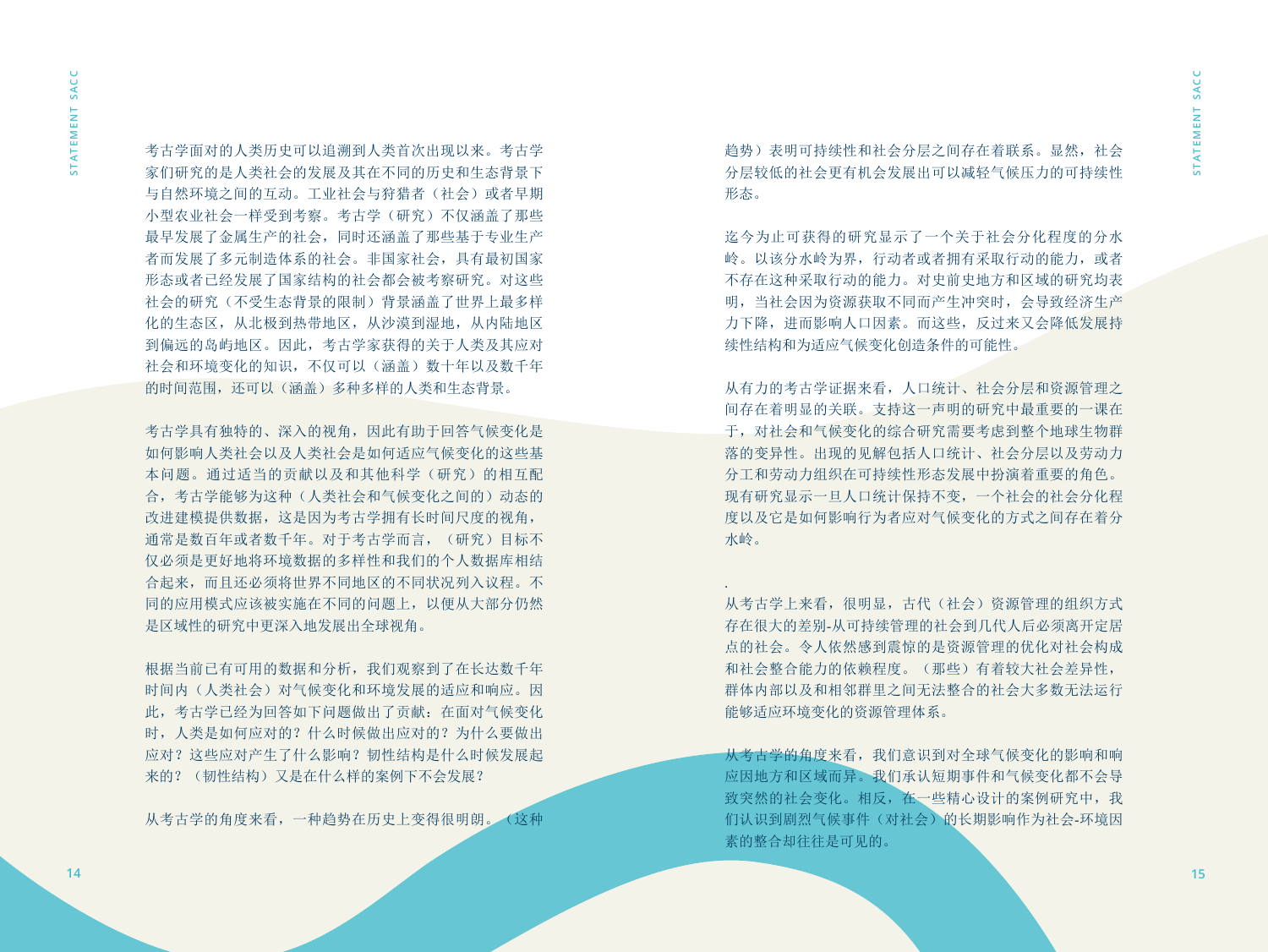考古学面对的人类历史可以追溯到人类首次出现以来。考古学家们研究的是人类社会的发展及其在不同的历史和生态背景下与自然环境之间的互动。工业社会与狩猎者（社会）或者早期小型农业社会一样受到考察。考古学（研究）不仅涵盖了那些最早发展了金属生产的社会，同时还涵盖了那些基于专业生产者而发展了多元制造体系的社会。非国家社会，具有最初国家形态或者已经发展了国家结构的社会都会被考察研究。对这些社会的研究（不受生态背景的限制）背景涵盖了世界上最多样化的生态区，从北极到热带地区，从沙漠到湿地，从内陆地区到偏远的岛屿地区。因此，考古学家获得的关于人类及其应对社会和环境变化的知识，不仅可以（涵盖）数十年以及数千年的时间范围，还可以（涵盖）多种多样的人类和生态背景。

考古学具有独特的、深入的视角，因此有助于回答气候变化是如何影响人类社会以及人类社会是如何适应气候变化的这些基本问题。通过适当的贡献以及和其他科学（研究）的相互配合，考古学能够为这种（人类社会和气候变化之间的）动态的改进建模提供数据，这是因为考古学拥有长时间尺度的视角，通常是数百年或者数千年。对于考古学而言，（研究）目标不仅必须是更好地将环境数据的多样性和我们的个人数据库相结合起来，而且还必须将世界不同地区的不同状况列入议程。不同的应用模式应该被实施在不同的问题上，以便从大部分仍然是区域性的研究中更深入地发展出全球视角。

根据当前已有可用的数据和分析，我们观察到了在长达数千年时间内（人类社会）对气候变化和环境发展的适应和响应。因此，考古学已经为回答如下问题做出了贡献：在面对气候变化时，人类是如何应对的？什么时候做出应对的？为什么要做出应对？这些应对产生了什么影响？韧性结构是什么时候发展起来的？（韧性结构）又是在什么样的案例下不会发展？

从考古学的角度来看，一种趋势在历史上变得很明朗。（这种趋势）表明可持续性和社会分层之间存在着联系。显然，社会分层较低的社会更有机会发展出可以减轻气候压力的可持续性形态。

迄今为止可获得的研究显示了一个关于社会分化程度的分水岭。以该分水岭为界，行动者或者拥有采取行动的能力，或者不存在这种采取行动的能力。对史前地方和区域的研究均表明，当社会因为资源获取不同而产生冲突时，会导致经济生产力下降，进而影响人口因素。而这些，反过来又会降低发展持续性结构和为适应气候变化创造条件的可能性。

从有力的考古学证据来看，人口统计、社会分层和资源管理之间存在着明显的关联。支持这一声明的研究中最重要的一课在于，对社会和气候变化的综合研究需要考虑到整个地球生物群落的变异性。出现的见解包括人口统计、社会分层以及劳动力分工和劳动力组织在可持续性形态发展中扮演着重要的角色。现有研究显示一旦人口统计保持不变，一个社会的社会分化程度以及它是如何影响行为者应对气候变化的方式之间存在着分水岭。

.

从考古学上来看，很明显，古代（社会）资源管理的组织方式存在很大的差别-从可持续管理的社会到几代人后必须离开定居点的社会。令人依然感到震惊的是资源管理的优化对社会构成和社会整合能力的依赖程度。（那些）有着较大社会差异性，群体内部以及和相邻群里之间无法整合的社会大多数无法运行能够适应环境变化的资源管理体系。

从考古学的角度来看，我们意识到对全球气候变化的影响和响应因地方和区域而异。我们承认短期事件和气候变化都不会导致突然的社会变化。相反，在一些精心设计的案例研究中，我们认识到剧烈气候事件（对社会）的长期影响作为社会-环境因素的整合却往往是可见的。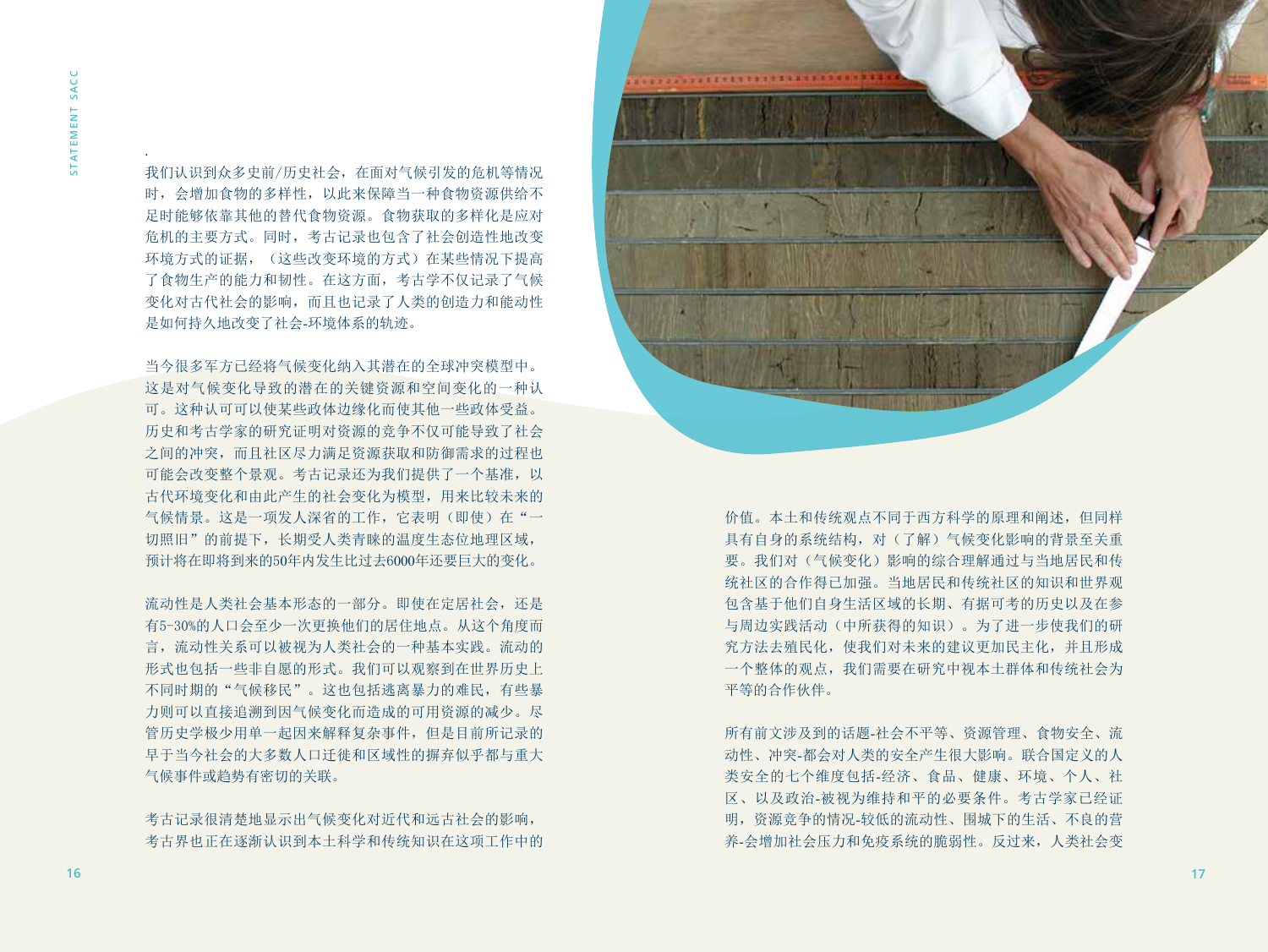我们认识到众多史前/历史社会，在面对气候引发的危机等情况时，会增加食物的多样性，以此来保障当一种食物资源供给不足时能够依靠其他的替代食物资源。食物获取的多样化是应对危机的主要方式。同时，考古记录也包含了社会创造性地改变环境方式的证据，（这些改变环境的方式）在某些情况下提高了食物生产的能力和韧性。在这方面，考古学不仅记录了气候变化对古代社会的影响，而且也记录了人类的创造力和能动性是如何持久地改变了社会-环境体系的轨迹。

当今很多军方已经将气候变化纳入其潜在的全球冲突模型中。这是对气候变化导致的潜在的关键资源和空间变化的一种认可。这种认可可以使某些政体边缘化而使其他一些政体受益。历史和考古学家的研究证明对资源的竞争不仅可能导致了社会之间的冲突，而且社区尽力满足资源获取和防御需求的过程也可能会改变整个景观。考古记录还为我们提供了一个基准，以古代环境变化和由此产生的社会变化为模型，用来比较未来的气候情景。这是一项发人深省的工作，它表明（即使）在"一切照旧"的前提下，长期受人类青睐的温度生态位地理区域，预计将在即将到来的50年内发生比过去6000年还要巨大的变化。

流动性是人类社会基本形态的一部分。即使在定居社会，还是有5-30%的人口会至少一次更换他们的居住地点。从这个角度而言，流动性关系可以被视为人类社会的一种基本实践。流动的形式也包括一些非自愿的形式。我们可以观察到在世界历史上不同时期的"气候移民"。这也包括逃离暴力的难民，有些暴力则可以直接追溯到因气候变化而造成的可用资源的减少。尽管历史学极少用单一起因来解释复杂事件，但是目前所记录的早于当今社会的大多数人口迁徙和区域性的摒弃似乎都与重大气候事件或趋势有密切的关联。

考古记录很清楚地显示出气候变化对近代和远古社会的影响，考古界也正在逐渐认识到本土科学和传统知识在这项工作中的价值。本土和传统观点不同于西方科学的原理和阐述，但同样具有自身的系统结构，对（了解）气候变化影响的背景至关重要。我们对（气候变化）影响的综合理解通过与当地居民和传统社区的合作得已加强。当地居民和传统社区的知识和世界观包含基于他们自身生活区域的长期、有据可考的历史以及在参与周边实践活动（中所获得的知识）。为了进一步使我们的研究方法去殖民化，使我们对未来的建议更加民主化，并且形成一个整体的观点，我们需要在研究中视本土群体和传统社会为平等的合作伙伴。

所有前文涉及到的话题-社会不平等、资源管理、食物安全、流动性、冲突-都会对人类的安全产生很大影响。联合国定义的人类安全的七个维度包括-经济、食品、健康、环境、个人、社区、以及政治-被视为维持和平的必要条件。考古学家已经证明，资源竞争的情况-较低的流动性、围城下的生活、不良的营养-会增加社会压力和免疫系统的脆弱性。反过来，人类社会变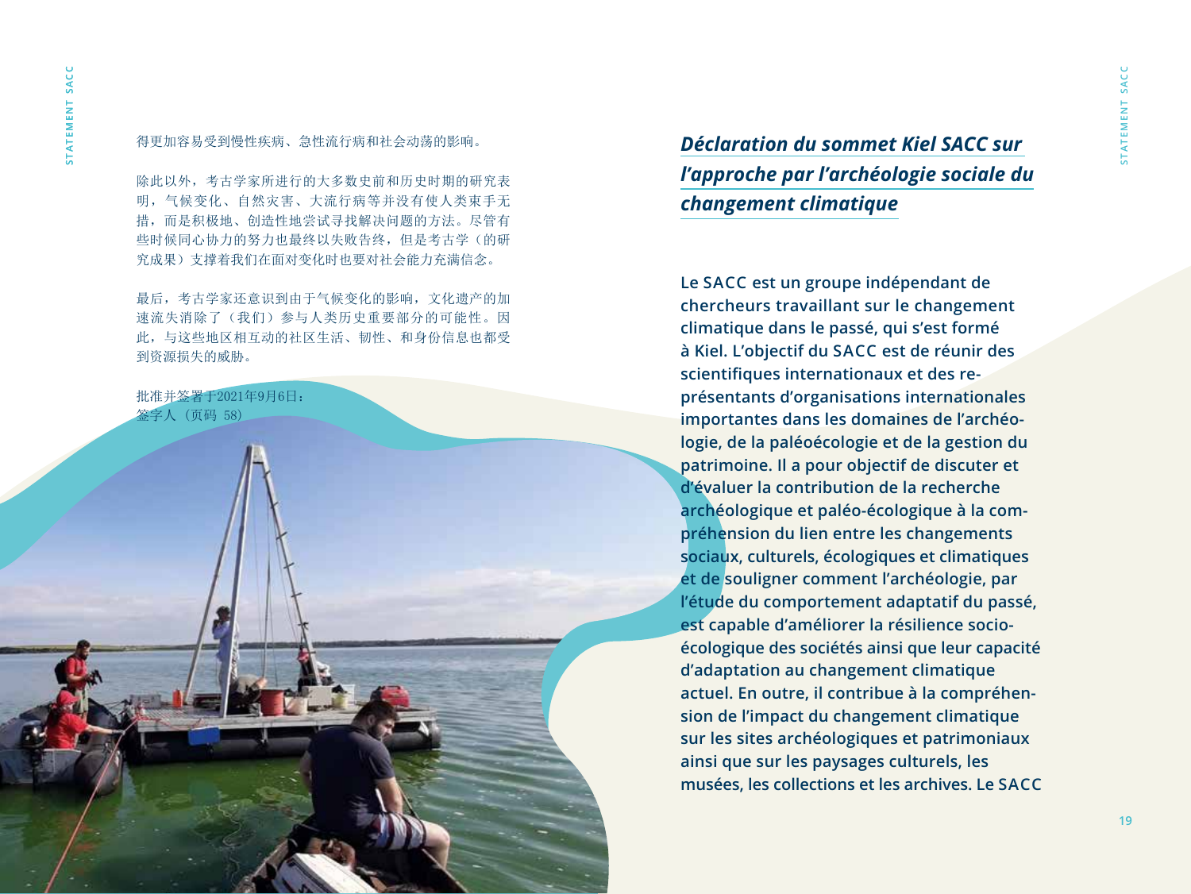得更加容易受到慢性疾病、急性流行病和社会动荡的影响。

除此以外，考古学家所进行的大多数史前和历史时期的研究表明，气候变化、自然灾害、大流行病等并没有使人类束手无措，而是积极地、创造性地尝试寻找解决问题的方法。尽管有些时候同心协力的努力也最终以失败告终，但是考古学（的研究成果）支撑着我们在面对变化时也要对社会能力充满信念。

最后，考古学家还意识到由于气候变化的影响，文化遗产的加速流失消除了（我们）参与人类历史重要部分的可能性。因此，与这些地区相互动的社区生活、韧性、和身份信息也都受到资源损失的威胁。

批准并签署于2021年9月6日：
签字人（页码 58）

## *Déclaration du sommet Kiel SACC sur l'approche par l'archéologie sociale du changement climatique*

**Le SACC est un groupe indépendant de chercheurs travaillant sur le changement climatique dans le passé, qui s'est formé à Kiel. L'objectif du SACC est de réunir des scientifiques internationaux et des représentants d'organisations internationales importantes dans les domaines de l'archéologie, de la paléoécologie et de la gestion du patrimoine. Il a pour objectif de discuter et d'évaluer la contribution de la recherche archéologique et paléo-écologique à la compréhension du lien entre les changements sociaux, culturels, écologiques et climatiques et de souligner comment l'archéologie, par l'étude du comportement adaptatif du passé, est capable d'améliorer la résilience socio-écologique des sociétés ainsi que leur capacité d'adaptation au changement climatique actuel. En outre, il contribue à la compréhension de l'impact du changement climatique sur les sites archéologiques et patrimoniaux ainsi que sur les paysages culturels, les musées, les collections et les archives. Le SACC**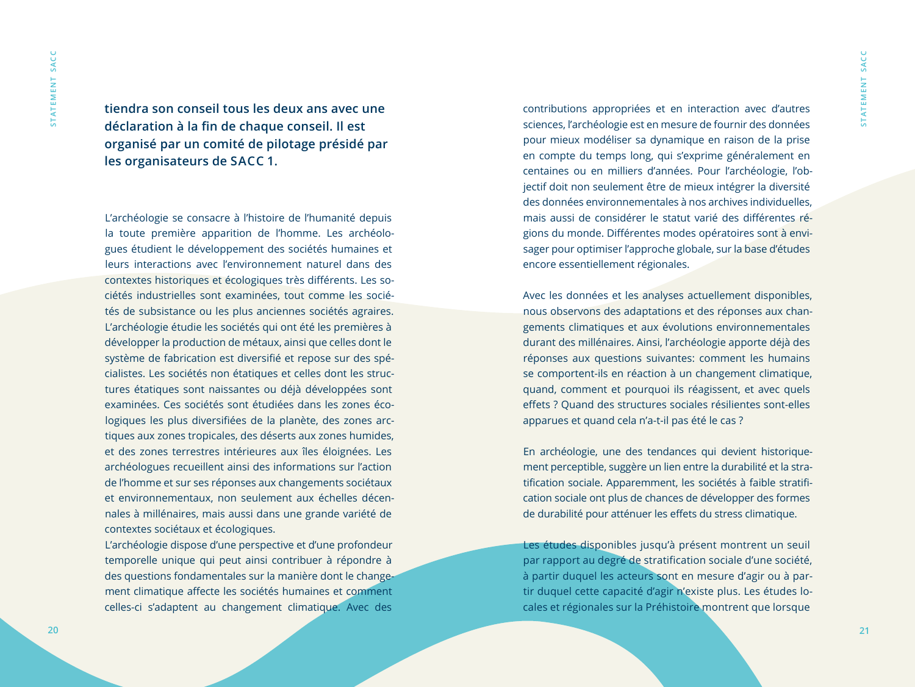**tiendra son conseil tous les deux ans avec une déclaration à la fin de chaque conseil. Il est organisé par un comité de pilotage présidé par les organisateurs de SACC 1.**

L'archéologie se consacre à l'histoire de l'humanité depuis la toute première apparition de l'homme. Les archéologues étudient le développement des sociétés humaines et leurs interactions avec l'environnement naturel dans des contextes historiques et écologiques très différents. Les sociétés industrielles sont examinées, tout comme les sociétés de subsistance ou les plus anciennes sociétés agraires. L'archéologie étudie les sociétés qui ont été les premières à développer la production de métaux, ainsi que celles dont le système de fabrication est diversifié et repose sur des spécialistes. Les sociétés non étatiques et celles dont les structures étatiques sont naissantes ou déjà développées sont examinées. Ces sociétés sont étudiées dans les zones écologiques les plus diversifiées de la planète, des zones arctiques aux zones tropicales, des déserts aux zones humides, et des zones terrestres intérieures aux îles éloignées. Les archéologues recueillent ainsi des informations sur l'action de l'homme et sur ses réponses aux changements sociétaux et environnementaux, non seulement aux échelles décennales à millénaires, mais aussi dans une grande variété de contextes sociétaux et écologiques.
L'archéologie dispose d'une perspective et d'une profondeur temporelle unique qui peut ainsi contribuer à répondre à des questions fondamentales sur la manière dont le changement climatique affecte les sociétés humaines et comment celles-ci s'adaptent au changement climatique. Avec des contributions appropriées et en interaction avec d'autres sciences, l'archéologie est en mesure de fournir des données pour mieux modéliser sa dynamique en raison de la prise en compte du temps long, qui s'exprime généralement en centaines ou en milliers d'années. Pour l'archéologie, l'objectif doit non seulement être de mieux intégrer la diversité des données environnementales à nos archives individuelles, mais aussi de considérer le statut varié des différentes régions du monde. Différentes modes opératoires sont à envisager pour optimiser l'approche globale, sur la base d'études encore essentiellement régionales.

Avec les données et les analyses actuellement disponibles, nous observons des adaptations et des réponses aux changements climatiques et aux évolutions environnementales durant des millénaires. Ainsi, l'archéologie apporte déjà des réponses aux questions suivantes: comment les humains se comportent-ils en réaction à un changement climatique, quand, comment et pourquoi ils réagissent, et avec quels effets ? Quand des structures sociales résilientes sont-elles apparues et quand cela n'a-t-il pas été le cas ?

En archéologie, une des tendances qui devient historiquement perceptible, suggère un lien entre la durabilité et la stratification sociale. Apparemment, les sociétés à faible stratification sociale ont plus de chances de développer des formes de durabilité pour atténuer les effets du stress climatique.

Les études disponibles jusqu'à présent montrent un seuil par rapport au degré de stratification sociale d'une société, à partir duquel les acteurs sont en mesure d'agir ou à partir duquel cette capacité d'agir n'existe plus. Les études locales et régionales sur la Préhistoire montrent que lorsque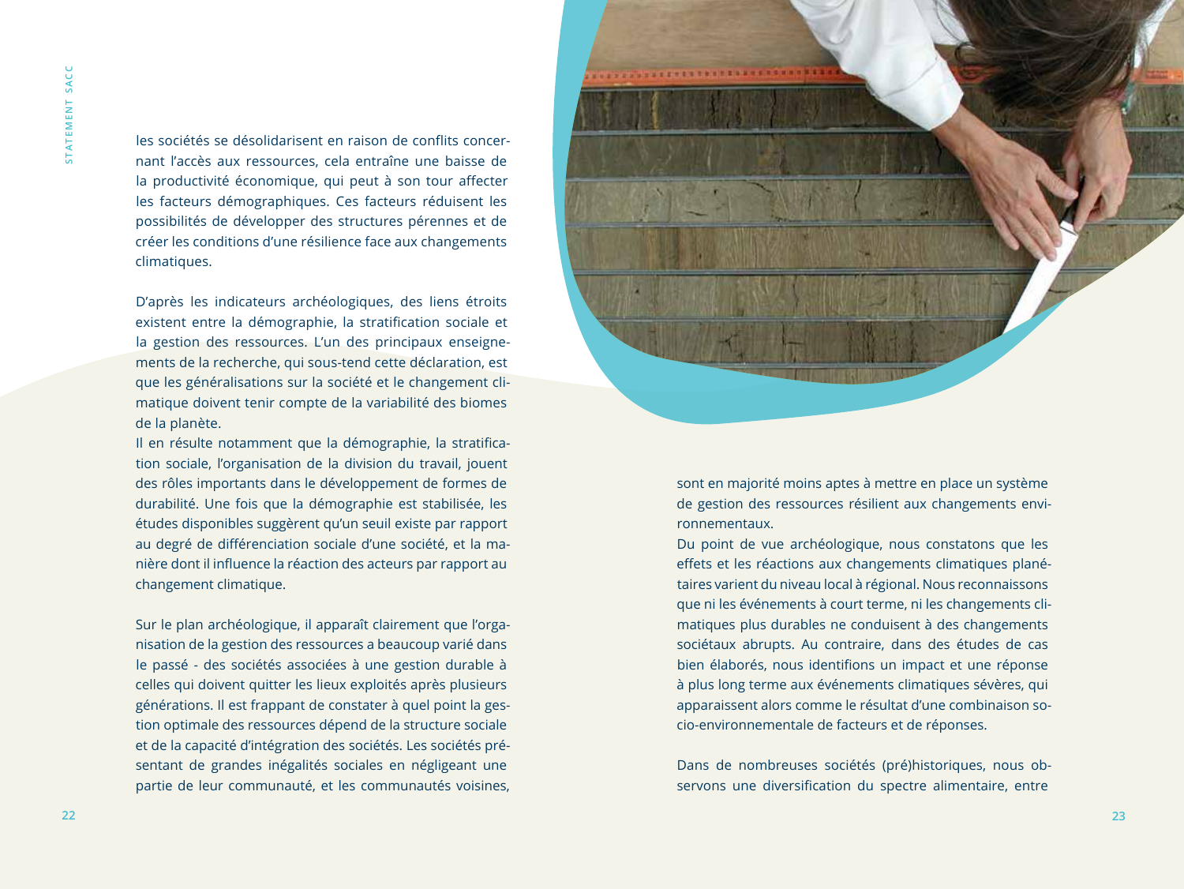les sociétés se désolidarisent en raison de conflits concernant l'accès aux ressources, cela entraîne une baisse de la productivité économique, qui peut à son tour affecter les facteurs démographiques. Ces facteurs réduisent les possibilités de développer des structures pérennes et de créer les conditions d'une résilience face aux changements climatiques.

D'après les indicateurs archéologiques, des liens étroits existent entre la démographie, la stratification sociale et la gestion des ressources. L'un des principaux enseignements de la recherche, qui sous-tend cette déclaration, est que les généralisations sur la société et le changement climatique doivent tenir compte de la variabilité des biomes de la planète.
Il en résulte notamment que la démographie, la stratification sociale, l'organisation de la division du travail, jouent des rôles importants dans le développement de formes de durabilité. Une fois que la démographie est stabilisée, les études disponibles suggèrent qu'un seuil existe par rapport au degré de différenciation sociale d'une société, et la manière dont il influence la réaction des acteurs par rapport au changement climatique.

Sur le plan archéologique, il apparaît clairement que l'organisation de la gestion des ressources a beaucoup varié dans le passé - des sociétés associées à une gestion durable à celles qui doivent quitter les lieux exploités après plusieurs générations. Il est frappant de constater à quel point la gestion optimale des ressources dépend de la structure sociale et de la capacité d'intégration des sociétés. Les sociétés présentant de grandes inégalités sociales en négligeant une partie de leur communauté, et les communautés voisines, sont en majorité moins aptes à mettre en place un système de gestion des ressources résilient aux changements environnementaux.
Du point de vue archéologique, nous constatons que les effets et les réactions aux changements climatiques planétaires varient du niveau local à régional. Nous reconnaissons que ni les événements à court terme, ni les changements climatiques plus durables ne conduisent à des changements sociétaux abrupts. Au contraire, dans des études de cas bien élaborés, nous identifions un impact et une réponse à plus long terme aux événements climatiques sévères, qui apparaissent alors comme le résultat d'une combinaison socio-environnementale de facteurs et de réponses.

Dans de nombreuses sociétés (pré)historiques, nous observons une diversification du spectre alimentaire, entre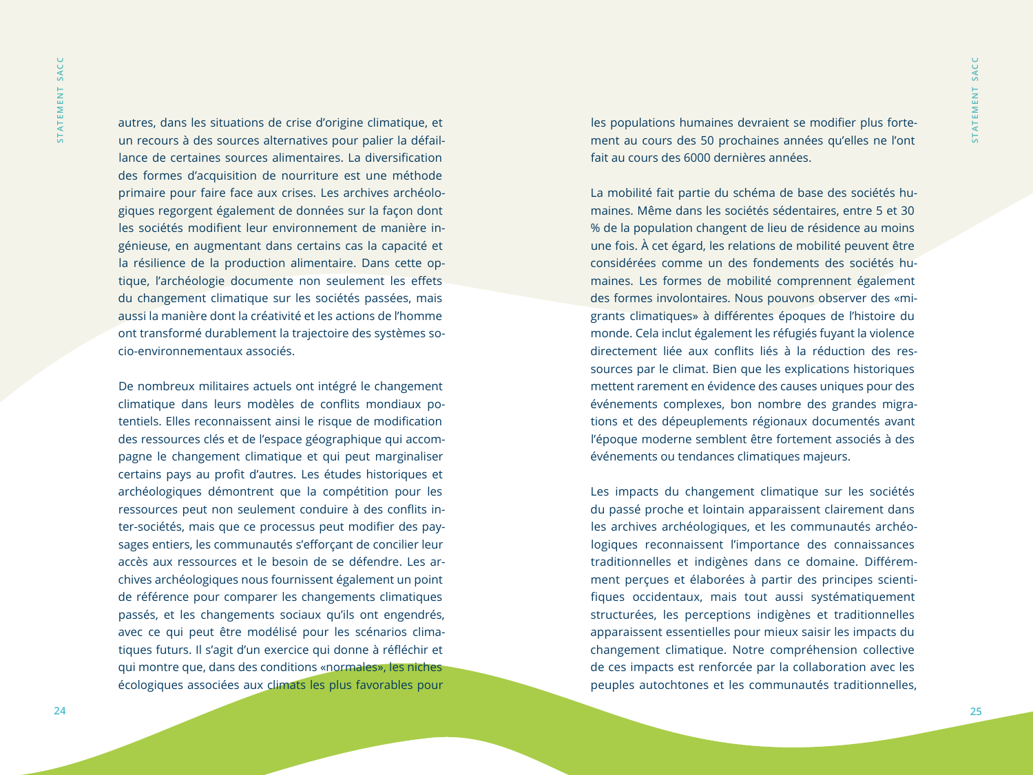autres, dans les situations de crise d'origine climatique, et un recours à des sources alternatives pour palier la défaillance de certaines sources alimentaires. La diversification des formes d'acquisition de nourriture est une méthode primaire pour faire face aux crises. Les archives archéologiques regorgent également de données sur la façon dont les sociétés modifient leur environnement de manière ingénieuse, en augmentant dans certains cas la capacité et la résilience de la production alimentaire. Dans cette optique, l'archéologie documente non seulement les effets du changement climatique sur les sociétés passées, mais aussi la manière dont la créativité et les actions de l'homme ont transformé durablement la trajectoire des systèmes socio-environnementaux associés.

De nombreux militaires actuels ont intégré le changement climatique dans leurs modèles de conflits mondiaux potentiels. Elles reconnaissent ainsi le risque de modification des ressources clés et de l'espace géographique qui accompagne le changement climatique et qui peut marginaliser certains pays au profit d'autres. Les études historiques et archéologiques démontrent que la compétition pour les ressources peut non seulement conduire à des conflits inter-sociétés, mais que ce processus peut modifier des paysages entiers, les communautés s'efforçant de concilier leur accès aux ressources et le besoin de se défendre. Les archives archéologiques nous fournissent également un point de référence pour comparer les changements climatiques passés, et les changements sociaux qu'ils ont engendrés, avec ce qui peut être modélisé pour les scénarios climatiques futurs. Il s'agit d'un exercice qui donne à réfléchir et qui montre que, dans des conditions «normales», les niches écologiques associées aux climats les plus favorables pour les populations humaines devraient se modifier plus fortement au cours des 50 prochaines années qu'elles ne l'ont fait au cours des 6000 dernières années.

La mobilité fait partie du schéma de base des sociétés humaines. Même dans les sociétés sédentaires, entre 5 et 30 % de la population changent de lieu de résidence au moins une fois. À cet égard, les relations de mobilité peuvent être considérées comme un des fondements des sociétés humaines. Les formes de mobilité comprennent également des formes involontaires. Nous pouvons observer des «migrants climatiques» à différentes époques de l'histoire du monde. Cela inclut également les réfugiés fuyant la violence directement liée aux conflits liés à la réduction des ressources par le climat. Bien que les explications historiques mettent rarement en évidence des causes uniques pour des événements complexes, bon nombre des grandes migrations et des dépeuplements régionaux documentés avant l'époque moderne semblent être fortement associés à des événements ou tendances climatiques majeurs.

Les impacts du changement climatique sur les sociétés du passé proche et lointain apparaissent clairement dans les archives archéologiques, et les communautés archéologiques reconnaissent l'importance des connaissances traditionnelles et indigènes dans ce domaine. Différemment perçues et élaborées à partir des principes scientifiques occidentaux, mais tout aussi systématiquement structurées, les perceptions indigènes et traditionnelles apparaissent essentielles pour mieux saisir les impacts du changement climatique. Notre compréhension collective de ces impacts est renforcée par la collaboration avec les peuples autochtones et les communautés traditionnelles,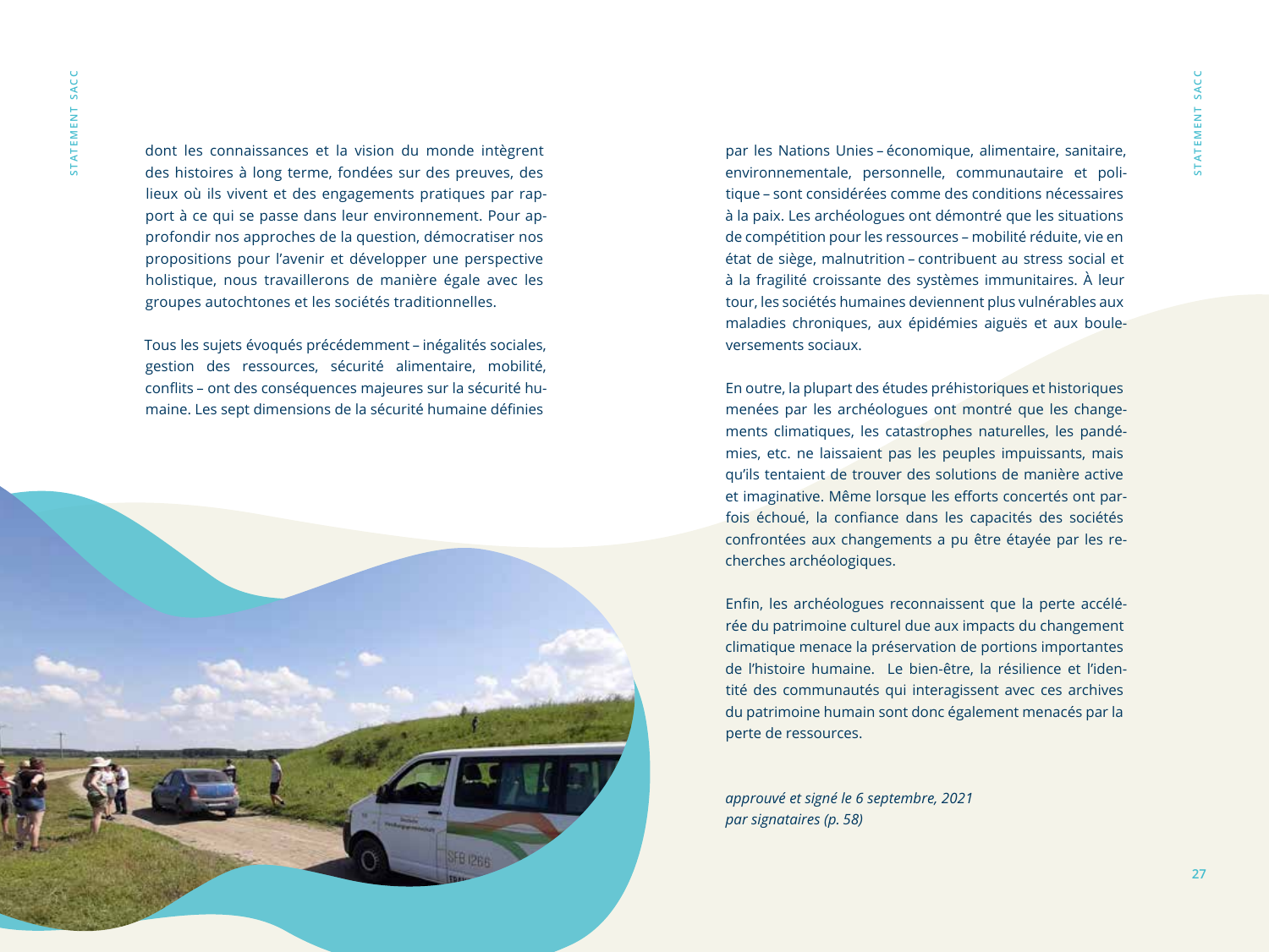dont les connaissances et la vision du monde intègrent des histoires à long terme, fondées sur des preuves, des lieux où ils vivent et des engagements pratiques par rapport à ce qui se passe dans leur environnement. Pour approfondir nos approches de la question, démocratiser nos propositions pour l'avenir et développer une perspective holistique, nous travaillerons de manière égale avec les groupes autochtones et les sociétés traditionnelles.

Tous les sujets évoqués précédemment – inégalités sociales, gestion des ressources, sécurité alimentaire, mobilité, conflits – ont des conséquences majeures sur la sécurité humaine. Les sept dimensions de la sécurité humaine définies par les Nations Unies – économique, alimentaire, sanitaire, environnementale, personnelle, communautaire et politique – sont considérées comme des conditions nécessaires à la paix. Les archéologues ont démontré que les situations de compétition pour les ressources – mobilité réduite, vie en état de siège, malnutrition – contribuent au stress social et à la fragilité croissante des systèmes immunitaires. À leur tour, les sociétés humaines deviennent plus vulnérables aux maladies chroniques, aux épidémies aiguës et aux bouleversements sociaux.

En outre, la plupart des études préhistoriques et historiques menées par les archéologues ont montré que les changements climatiques, les catastrophes naturelles, les pandémies, etc. ne laissaient pas les peuples impuissants, mais qu'ils tentaient de trouver des solutions de manière active et imaginative. Même lorsque les efforts concertés ont parfois échoué, la confiance dans les capacités des sociétés confrontées aux changements a pu être étayée par les recherches archéologiques.

Enfin, les archéologues reconnaissent que la perte accélérée du patrimoine culturel due aux impacts du changement climatique menace la préservation de portions importantes de l'histoire humaine. Le bien-être, la résilience et l'identité des communautés qui interagissent avec ces archives du patrimoine humain sont donc également menacés par la perte de ressources.

*approuvé et signé le 6 septembre, 2021*
*par signataires (p. 58)*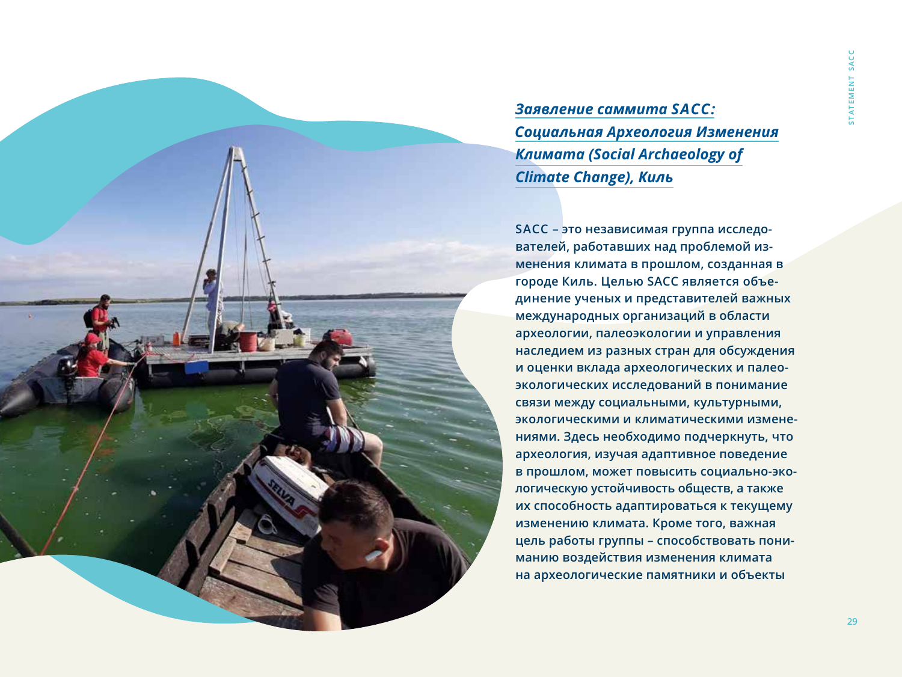## *Заявление саммита SACC: Социальная Археология Изменения Климата (Social Archaeology of Climate Change), Киль*

**SACC – это независимая группа исследователей, работавших над проблемой изменения климата в прошлом, созданная в городе Киль. Целью SACC является объединение ученых и представителей важных международных организаций в области археологии, палеоэкологии и управления наследием из разных стран для обсуждения и оценки вклада археологических и палеоэкологических исследований в понимание связи между социальными, культурными, экологическими и климатическими изменениями. Здесь необходимо подчеркнуть, что археология, изучая адаптивное поведение в прошлом, может повысить социально-экологическую устойчивость обществ, а также их способность адаптироваться к текущему изменению климата. Кроме того, важная цель работы группы – способствовать пониманию воздействия изменения климата на археологические памятники и объекты**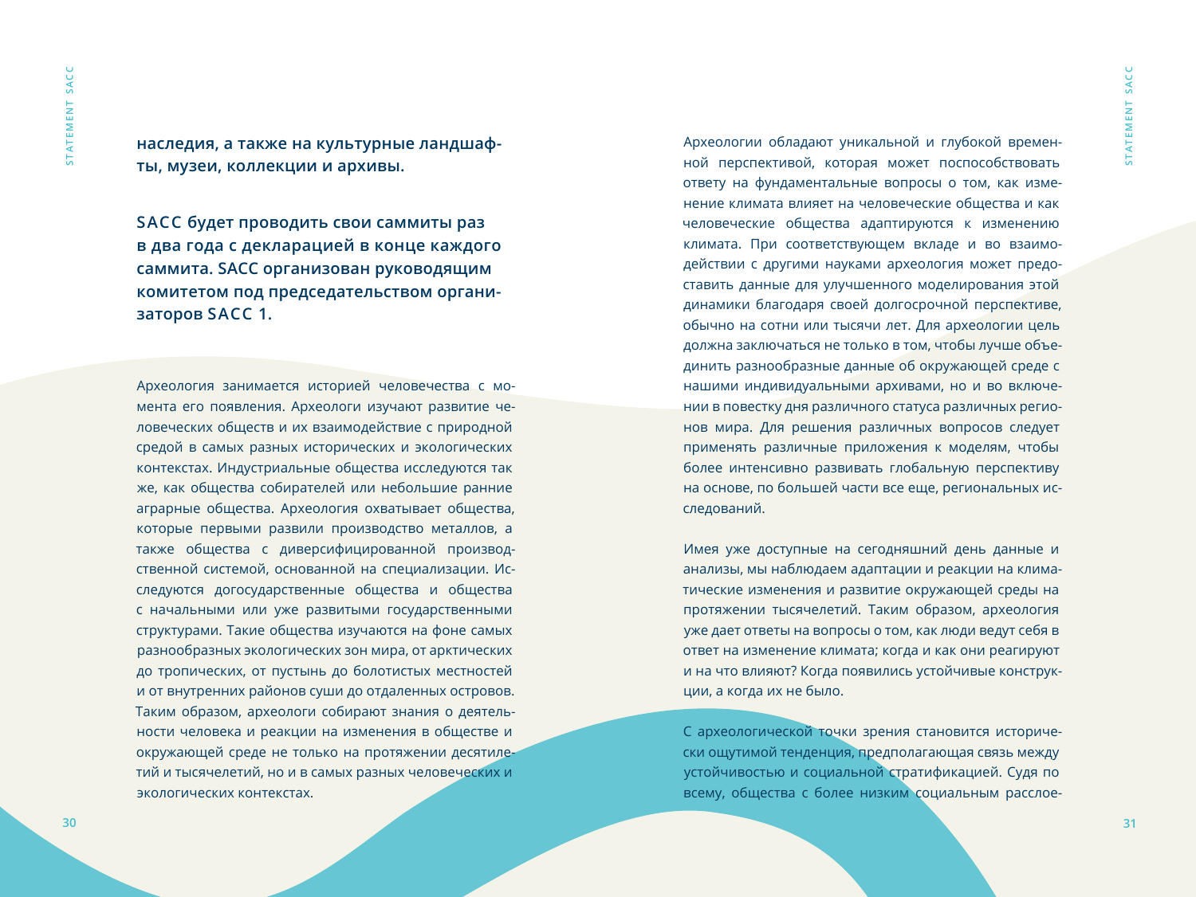**наследия, а также на культурные ландшафты, музеи, коллекции и архивы.**

**SACC будет проводить свои саммиты раз в два года с декларацией в конце каждого саммита. SACC организован руководящим комитетом под председательством организаторов SACC 1.**

Археология занимается историей человечества с момента его появления. Археологи изучают развитие человеческих обществ и их взаимодействие с природной средой в самых разных исторических и экологических контекстах. Индустриальные общества исследуются так же, как общества собирателей или небольшие ранние аграрные общества. Археология охватывает общества, которые первыми развили производство металлов, а также общества с диверсифицированной производственной системой, основанной на специализации. Исследуются догосударственные общества и общества с начальными или уже развитыми государственными структурами. Такие общества изучаются на фоне самых разнообразных экологических зон мира, от арктических до тропических, от пустынь до болотистых местностей и от внутренних районов суши до отдаленных островов. Таким образом, археологи собирают знания о деятельности человека и реакции на изменения в обществе и окружающей среде не только на протяжении десятилетий и тысячелетий, но и в самых разных человеческих и экологических контекстах.

Археологии обладают уникальной и глубокой временной перспективой, которая может поспособствовать ответу на фундаментальные вопросы о том, как изменение климата влияет на человеческие общества и как человеческие общества адаптируются к изменению климата. При соответствующем вкладе и во взаимодействии с другими науками археология может предоставить данные для улучшенного моделирования этой динамики благодаря своей долгосрочной перспективе, обычно на сотни или тысячи лет. Для археологии цель должна заключаться не только в том, чтобы лучше объединить разнообразные данные об окружающей среде с нашими индивидуальными архивами, но и во включении в повестку дня различного статуса различных регионов мира. Для решения различных вопросов следует применять различные приложения к моделям, чтобы более интенсивно развивать глобальную перспективу на основе, по большей части все еще, региональных исследований.

Имея уже доступные на сегодняшний день данные и анализы, мы наблюдаем адаптации и реакции на климатические изменения и развитие окружающей среды на протяжении тысячелетий. Таким образом, археология уже дает ответы на вопросы о том, как люди ведут себя в ответ на изменение климата; когда и как они реагируют и на что влияют? Когда появились устойчивые конструкции, а когда их не было.

С археологической точки зрения становится исторически ощутимой тенденция, предполагающая связь между устойчивостью и социальной стратификацией. Судя по всему, общества с более низким социальным расслое-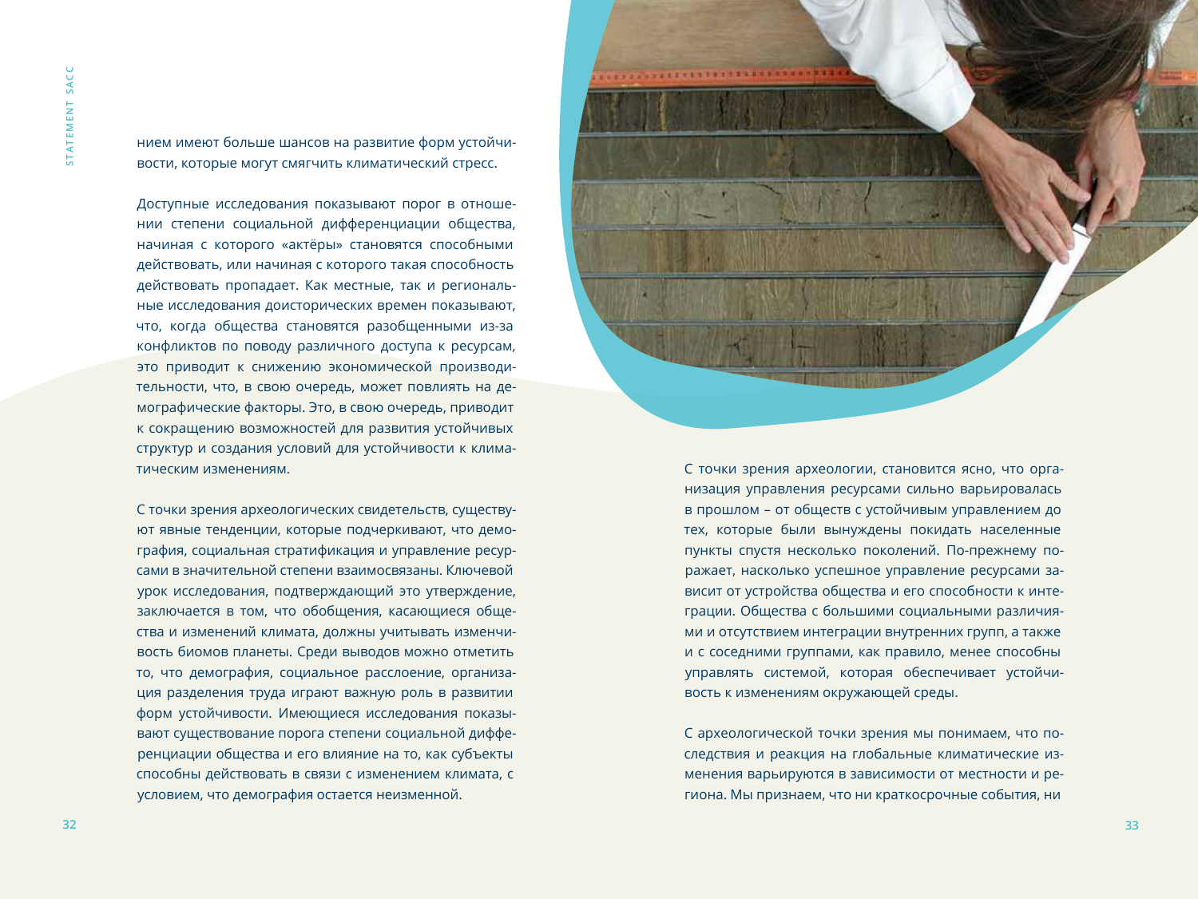нием имеют больше шансов на развитие форм устойчивости, которые могут смягчить климатический стресс.

Доступные исследования показывают порог в отношении степени социальной дифференциации общества, начиная с которого «актёры» становятся способными действовать, или начиная с которого такая способность действовать пропадает. Как местные, так и региональные исследования доисторических времен показывают, что, когда общества становятся разобщенными из-за конфликтов по поводу различного доступа к ресурсам, это приводит к снижению экономической производительности, что, в свою очередь, может повлиять на демографические факторы. Это, в свою очередь, приводит к сокращению возможностей для развития устойчивых структур и создания условий для устойчивости к климатическим изменениям.

С точки зрения археологических свидетельств, существуют явные тенденции, которые подчеркивают, что демография, социальная стратификация и управление ресурсами в значительной степени взаимосвязаны. Ключевой урок исследования, подтверждающий это утверждение, заключается в том, что обобщения, касающиеся общества и изменений климата, должны учитывать изменчивость биомов планеты. Среди выводов можно отметить то, что демография, социальное расслоение, организация разделения труда играют важную роль в развитии форм устойчивости. Имеющиеся исследования показывают существование порога степени социальной дифференциации общества и его влияние на то, как субъекты способны действовать в связи с изменением климата, с условием, что демография остается неизменной.

С точки зрения археологии, становится ясно, что организация управления ресурсами сильно варьировалась в прошлом – от обществ с устойчивым управлением до тех, которые были вынуждены покидать населенные пункты спустя несколько поколений. По-прежнему поражает, насколько успешное управление ресурсами зависит от устройства общества и его способности к интеграции. Общества с большими социальными различиями и отсутствием интеграции внутренних групп, а также и с соседними группами, как правило, менее способны управлять системой, которая обеспечивает устойчивость к изменениям окружающей среды.

С археологической точки зрения мы понимаем, что последствия и реакция на глобальные климатические изменения варьируются в зависимости от местности и региона. Мы признаем, что ни краткосрочные события, ни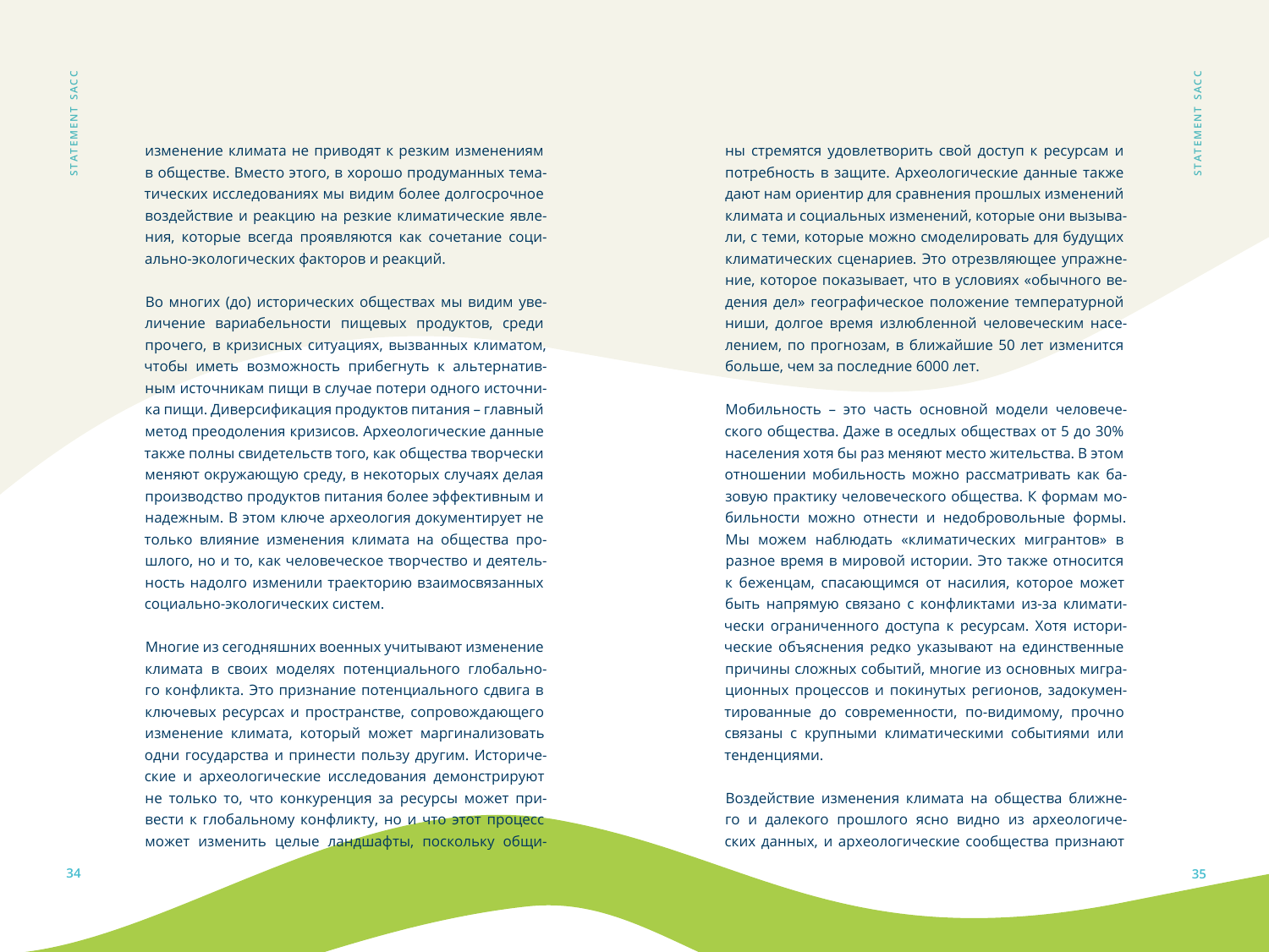изменение климата не приводят к резким изменениям в обществе. Вместо этого, в хорошо продуманных тематических исследованиях мы видим более долгосрочное воздействие и реакцию на резкие климатические явления, которые всегда проявляются как сочетание социально-экологических факторов и реакций.

Во многих (до) исторических обществах мы видим увеличение вариабельности пищевых продуктов, среди прочего, в кризисных ситуациях, вызванных климатом, чтобы иметь возможность прибегнуть к альтернативным источникам пищи в случае потери одного источника пищи. Диверсификация продуктов питания – главный метод преодоления кризисов. Археологические данные также полны свидетельств того, как общества творчески меняют окружающую среду, в некоторых случаях делая производство продуктов питания более эффективным и надежным. В этом ключе археология документирует не только влияние изменения климата на общества прошлого, но и то, как человеческое творчество и деятельность надолго изменили траекторию взаимосвязанных социально-экологических систем.

Многие из сегодняшних военных учитывают изменение климата в своих моделях потенциального глобального конфликта. Это признание потенциального сдвига в ключевых ресурсах и пространстве, сопровождающего изменение климата, который может маргинализовать одни государства и принести пользу другим. Исторические и археологические исследования демонстрируют не только то, что конкуренция за ресурсы может привести к глобальному конфликту, но и что этот процесс может изменить целые ландшафты, поскольку общины стремятся удовлетворить свой доступ к ресурсам и потребность в защите. Археологические данные также дают нам ориентир для сравнения прошлых изменений климата и социальных изменений, которые они вызывали, с теми, которые можно смоделировать для будущих климатических сценариев. Это отрезвляющее упражнение, которое показывает, что в условиях «обычного ведения дел» географическое положение температурной ниши, долгое время излюбленной человеческим населением, по прогнозам, в ближайшие 50 лет изменится больше, чем за последние 6000 лет.

Мобильность – это часть основной модели человеческого общества. Даже в оседлых обществах от 5 до 30% населения хотя бы раз меняют место жительства. В этом отношении мобильность можно рассматривать как базовую практику человеческого общества. К формам мобильности можно отнести и недобровольные формы. Мы можем наблюдать «климатических мигрантов» в разное время в мировой истории. Это также относится к беженцам, спасающимся от насилия, которое может быть напрямую связано с конфликтами из-за климатически ограниченного доступа к ресурсам. Хотя исторические объяснения редко указывают на единственные причины сложных событий, многие из основных миграционных процессов и покинутых регионов, задокументированные до современности, по-видимому, прочно связаны с крупными климатическими событиями или тенденциями.

Воздействие изменения климата на общества ближнего и далекого прошлого ясно видно из археологических данных, и археологические сообщества признают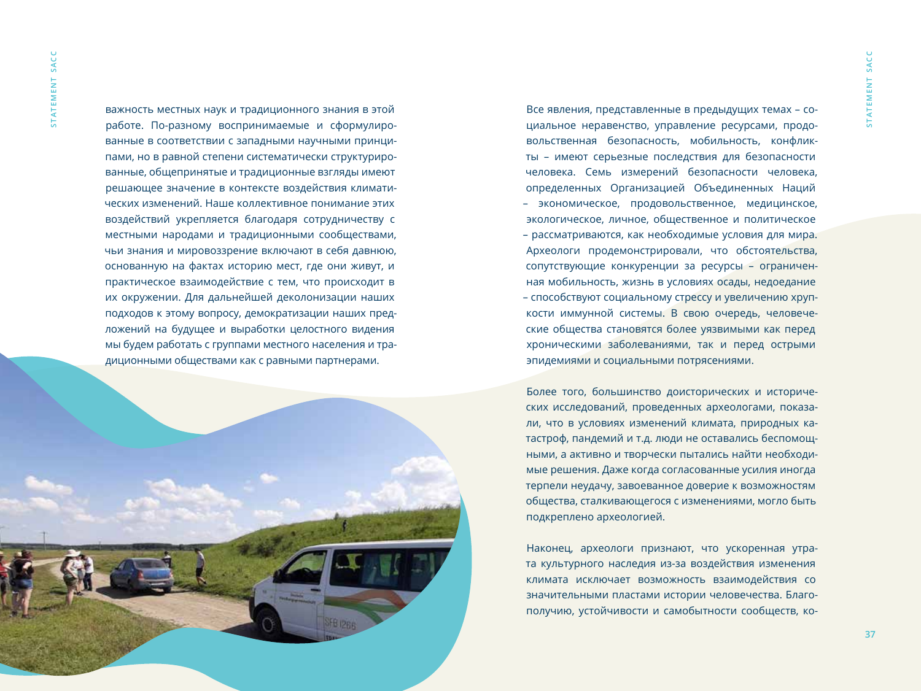важность местных наук и традиционного знания в этой работе. По-разному воспринимаемые и сформулированные в соответствии с западными научными принципами, но в равной степени систематически структурированные, общепринятые и традиционные взгляды имеют решающее значение в контексте воздействия климатических изменений. Наше коллективное понимание этих воздействий укрепляется благодаря сотрудничеству с местными народами и традиционными сообществами, чьи знания и мировоззрение включают в себя давнюю, основанную на фактах историю мест, где они живут, и практическое взаимодействие с тем, что происходит в их окружении. Для дальнейшей деколонизации наших подходов к этому вопросу, демократизации наших предложений на будущее и выработки целостного видения мы будем работать с группами местного населения и традиционными обществами как с равными партнерами.

Все явления, представленные в предыдущих темах – социальное неравенство, управление ресурсами, продовольственная безопасность, мобильность, конфликты – имеют серьезные последствия для безопасности человека. Семь измерений безопасности человека, определенных Организацией Объединенных Наций – экономическое, продовольственное, медицинское, экологическое, личное, общественное и политическое – рассматриваются, как необходимые условия для мира. Археологи продемонстрировали, что обстоятельства, сопутствующие конкуренции за ресурсы – ограниченная мобильность, жизнь в условиях осады, недоедание – способствуют социальному стрессу и увеличению хрупкости иммунной системы. В свою очередь, человеческие общества становятся более уязвимыми как перед хроническими заболеваниями, так и перед острыми эпидемиями и социальными потрясениями.

Более того, большинство доисторических и исторических исследований, проведенных археологами, показали, что в условиях изменений климата, природных катастроф, пандемий и т.д. люди не оставались беспомощными, а активно и творчески пытались найти необходимые решения. Даже когда согласованные усилия иногда терпели неудачу, завоеванное доверие к возможностям общества, сталкивающегося с изменениями, могло быть подкреплено археологией.

Наконец, археологи признают, что ускоренная утрата культурного наследия из-за воздействия изменения климата исключает возможность взаимодействия со значительными пластами истории человечества. Благополучию, устойчивости и самобытности сообществ, ко-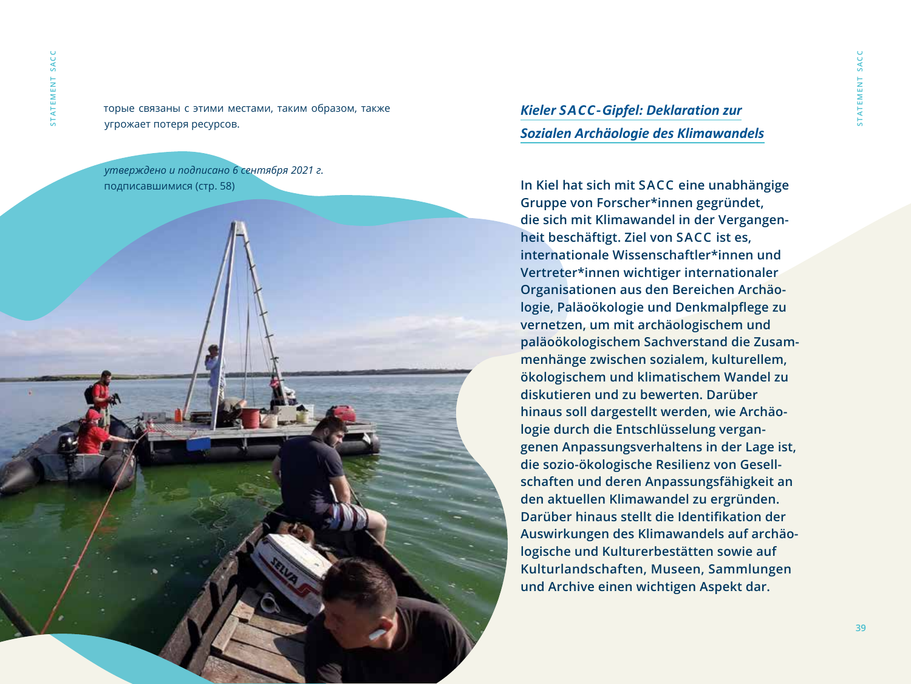торые связаны с этими местами, таким образом, также угрожает потеря ресурсов.

*утверждено и подписано 6 сентября 2021 г.*
подписавшимися (стр. 58)

## *Kieler SACC-Gipfel: Deklaration zur Sozialen Archäologie des Klimawandels*

**In Kiel hat sich mit SACC eine unabhängige Gruppe von Forscher*innen gegründet, die sich mit Klimawandel in der Vergangenheit beschäftigt. Ziel von SACC ist es, internationale Wissenschaftler*innen und Vertreter*innen wichtiger internationaler Organisationen aus den Bereichen Archäologie, Paläoökologie und Denkmalpflege zu vernetzen, um mit archäologischem und paläoökologischem Sachverstand die Zusammenhänge zwischen sozialem, kulturellem, ökologischem und klimatischem Wandel zu diskutieren und zu bewerten. Darüber hinaus soll dargestellt werden, wie Archäologie durch die Entschlüsselung vergangenen Anpassungsverhaltens in der Lage ist, die sozio-ökologische Resilienz von Gesellschaften und deren Anpassungsfähigkeit an den aktuellen Klimawandel zu ergründen. Darüber hinaus stellt die Identifikation der Auswirkungen des Klimawandels auf archäologische und Kulturerbestätten sowie auf Kulturlandschaften, Museen, Sammlungen und Archive einen wichtigen Aspekt dar.**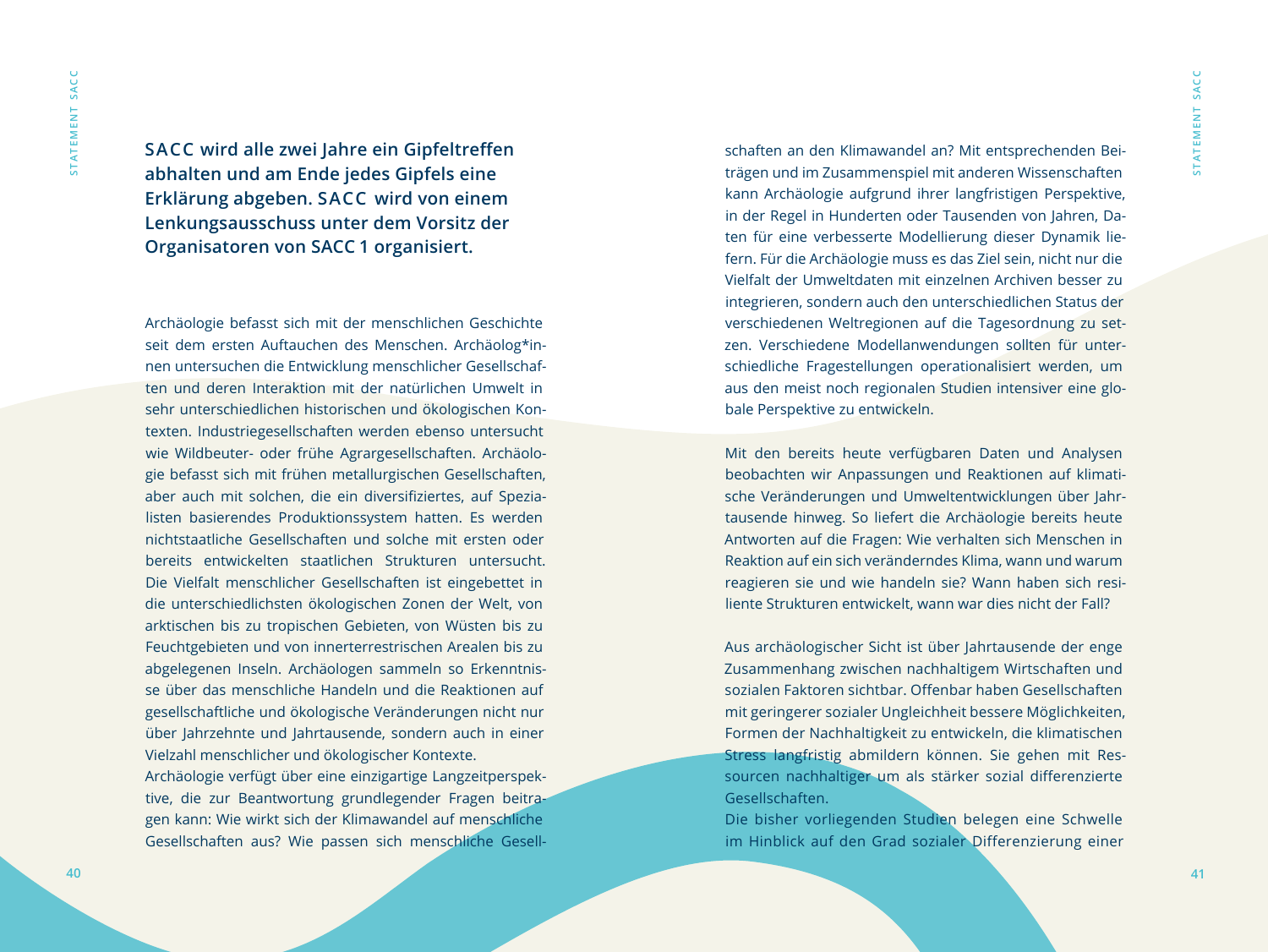**SACC wird alle zwei Jahre ein Gipfeltreffen abhalten und am Ende jedes Gipfels eine Erklärung abgeben. SACC wird von einem Lenkungsausschuss unter dem Vorsitz der Organisatoren von SACC 1 organisiert.**

Archäologie befasst sich mit der menschlichen Geschichte seit dem ersten Auftauchen des Menschen. Archäolog*innen untersuchen die Entwicklung menschlicher Gesellschaften und deren Interaktion mit der natürlichen Umwelt in sehr unterschiedlichen historischen und ökologischen Kontexten. Industriegesellschaften werden ebenso untersucht wie Wildbeuter- oder frühe Agrargesellschaften. Archäologie befasst sich mit frühen metallurgischen Gesellschaften, aber auch mit solchen, die ein diversifiziertes, auf Spezialisten basierendes Produktionssystem hatten. Es werden nichtstaatliche Gesellschaften und solche mit ersten oder bereits entwickelten staatlichen Strukturen untersucht. Die Vielfalt menschlicher Gesellschaften ist eingebettet in die unterschiedlichsten ökologischen Zonen der Welt, von arktischen bis zu tropischen Gebieten, von Wüsten bis zu Feuchtgebieten und von innerterrestrischen Arealen bis zu abgelegenen Inseln. Archäologen sammeln so Erkenntnisse über das menschliche Handeln und die Reaktionen auf gesellschaftliche und ökologische Veränderungen nicht nur über Jahrzehnte und Jahrtausende, sondern auch in einer Vielzahl menschlicher und ökologischer Kontexte.

Archäologie verfügt über eine einzigartige Langzeitperspektive, die zur Beantwortung grundlegender Fragen beitragen kann: Wie wirkt sich der Klimawandel auf menschliche Gesellschaften aus? Wie passen sich menschliche Gesellschaften an den Klimawandel an? Mit entsprechenden Beiträgen und im Zusammenspiel mit anderen Wissenschaften kann Archäologie aufgrund ihrer langfristigen Perspektive, in der Regel in Hunderten oder Tausenden von Jahren, Daten für eine verbesserte Modellierung dieser Dynamik liefern. Für die Archäologie muss es das Ziel sein, nicht nur die Vielfalt der Umweltdaten mit einzelnen Archiven besser zu integrieren, sondern auch den unterschiedlichen Status der verschiedenen Weltregionen auf die Tagesordnung zu setzen. Verschiedene Modellanwendungen sollten für unterschiedliche Fragestellungen operationalisiert werden, um aus den meist noch regionalen Studien intensiver eine globale Perspektive zu entwickeln.

Mit den bereits heute verfügbaren Daten und Analysen beobachten wir Anpassungen und Reaktionen auf klimatische Veränderungen und Umweltentwicklungen über Jahrtausende hinweg. So liefert die Archäologie bereits heute Antworten auf die Fragen: Wie verhalten sich Menschen in Reaktion auf ein sich veränderndes Klima, wann und warum reagieren sie und wie handeln sie? Wann haben sich resiliente Strukturen entwickelt, wann war dies nicht der Fall?

Aus archäologischer Sicht ist über Jahrtausende der enge Zusammenhang zwischen nachhaltigem Wirtschaften und sozialen Faktoren sichtbar. Offenbar haben Gesellschaften mit geringerer sozialer Ungleichheit bessere Möglichkeiten, Formen der Nachhaltigkeit zu entwickeln, die klimatischen Stress langfristig abmildern können. Sie gehen mit Ressourcen nachhaltiger um als stärker sozial differenzierte Gesellschaften.

Die bisher vorliegenden Studien belegen eine Schwelle im Hinblick auf den Grad sozialer Differenzierung einer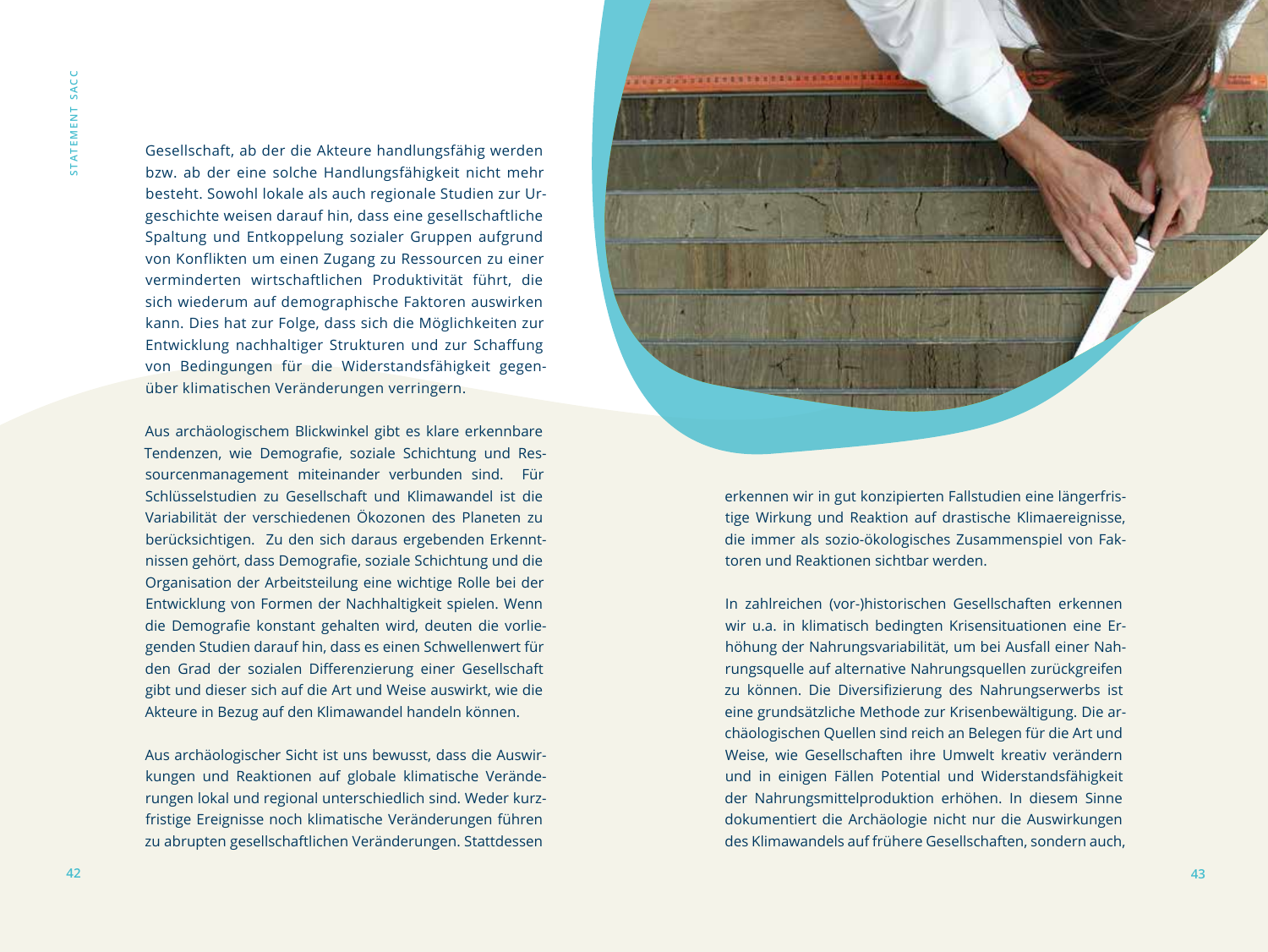Gesellschaft, ab der die Akteure handlungsfähig werden bzw. ab der eine solche Handlungsfähigkeit nicht mehr besteht. Sowohl lokale als auch regionale Studien zur Urgeschichte weisen darauf hin, dass eine gesellschaftliche Spaltung und Entkoppelung sozialer Gruppen aufgrund von Konflikten um einen Zugang zu Ressourcen zu einer verminderten wirtschaftlichen Produktivität führt, die sich wiederum auf demographische Faktoren auswirken kann. Dies hat zur Folge, dass sich die Möglichkeiten zur Entwicklung nachhaltiger Strukturen und zur Schaffung von Bedingungen für die Widerstandsfähigkeit gegenüber klimatischen Veränderungen verringern.

Aus archäologischem Blickwinkel gibt es klare erkennbare Tendenzen, wie Demografie, soziale Schichtung und Ressourcenmanagement miteinander verbunden sind. Für Schlüsselstudien zu Gesellschaft und Klimawandel ist die Variabilität der verschiedenen Ökozonen des Planeten zu berücksichtigen. Zu den sich daraus ergebenden Erkenntnissen gehört, dass Demografie, soziale Schichtung und die Organisation der Arbeitsteilung eine wichtige Rolle bei der Entwicklung von Formen der Nachhaltigkeit spielen. Wenn die Demografie konstant gehalten wird, deuten die vorliegenden Studien darauf hin, dass es einen Schwellenwert für den Grad der sozialen Differenzierung einer Gesellschaft gibt und dieser sich auf die Art und Weise auswirkt, wie die Akteure in Bezug auf den Klimawandel handeln können.

Aus archäologischer Sicht ist uns bewusst, dass die Auswirkungen und Reaktionen auf globale klimatische Veränderungen lokal und regional unterschiedlich sind. Weder kurzfristige Ereignisse noch klimatische Veränderungen führen zu abrupten gesellschaftlichen Veränderungen. Stattdessen erkennen wir in gut konzipierten Fallstudien eine längerfristige Wirkung und Reaktion auf drastische Klimaereignisse, die immer als sozio-ökologisches Zusammenspiel von Faktoren und Reaktionen sichtbar werden.

In zahlreichen (vor-)historischen Gesellschaften erkennen wir u.a. in klimatisch bedingten Krisensituationen eine Erhöhung der Nahrungsvariabilität, um bei Ausfall einer Nahrungsquelle auf alternative Nahrungsquellen zurückgreifen zu können. Die Diversifizierung des Nahrungserwerbs ist eine grundsätzliche Methode zur Krisenbewältigung. Die archäologischen Quellen sind reich an Belegen für die Art und Weise, wie Gesellschaften ihre Umwelt kreativ verändern und in einigen Fällen Potential und Widerstandsfähigkeit der Nahrungsmittelproduktion erhöhen. In diesem Sinne dokumentiert die Archäologie nicht nur die Auswirkungen des Klimawandels auf frühere Gesellschaften, sondern auch,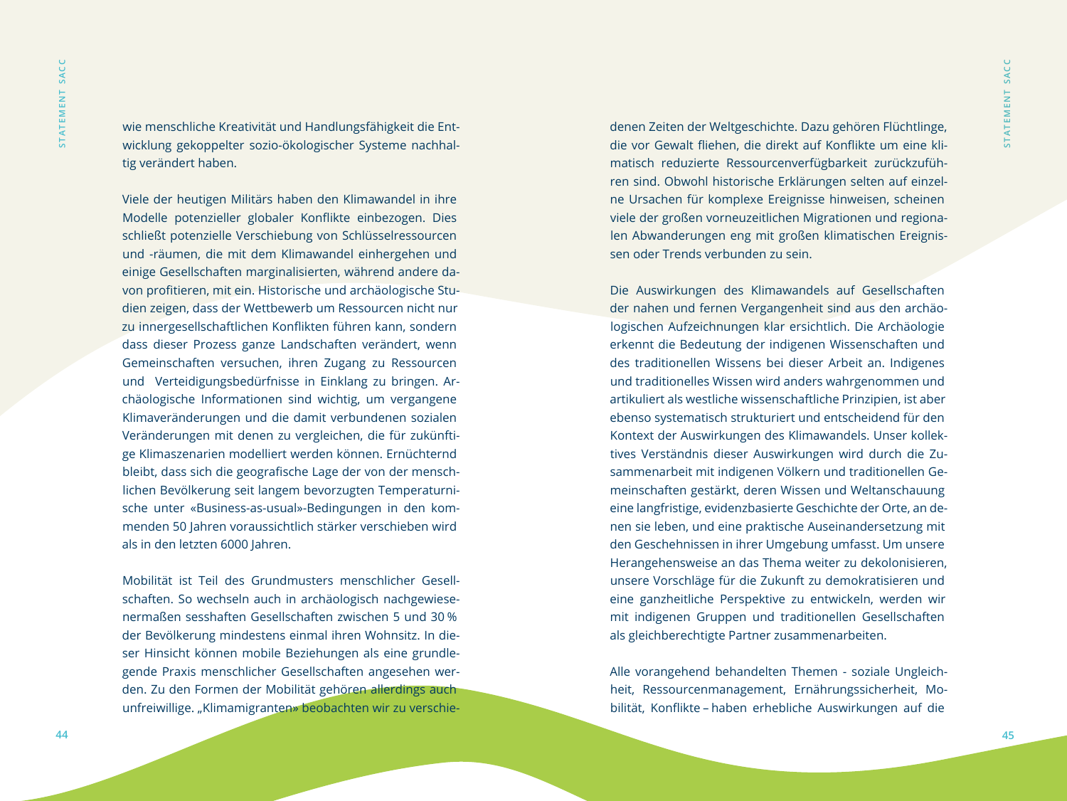wie menschliche Kreativität und Handlungsfähigkeit die Entwicklung gekoppelter sozio-ökologischer Systeme nachhaltig verändert haben.

Viele der heutigen Militärs haben den Klimawandel in ihre Modelle potenzieller globaler Konflikte einbezogen. Dies schließt potenzielle Verschiebung von Schlüsselressourcen und -räumen, die mit dem Klimawandel einhergehen und einige Gesellschaften marginalisierten, während andere davon profitieren, mit ein. Historische und archäologische Studien zeigen, dass der Wettbewerb um Ressourcen nicht nur zu innergesellschaftlichen Konflikten führen kann, sondern dass dieser Prozess ganze Landschaften verändert, wenn Gemeinschaften versuchen, ihren Zugang zu Ressourcen und Verteidigungsbedürfnisse in Einklang zu bringen. Archäologische Informationen sind wichtig, um vergangene Klimaveränderungen und die damit verbundenen sozialen Veränderungen mit denen zu vergleichen, die für zukünftige Klimaszenarien modelliert werden können. Ernüchternd bleibt, dass sich die geografische Lage der von der menschlichen Bevölkerung seit langem bevorzugten Temperaturnische unter «Business-as-usual»-Bedingungen in den kommenden 50 Jahren voraussichtlich stärker verschieben wird als in den letzten 6000 Jahren.

Mobilität ist Teil des Grundmusters menschlicher Gesellschaften. So wechseln auch in archäologisch nachgewiesenermaßen sesshaften Gesellschaften zwischen 5 und 30 % der Bevölkerung mindestens einmal ihren Wohnsitz. In dieser Hinsicht können mobile Beziehungen als eine grundlegende Praxis menschlicher Gesellschaften angesehen werden. Zu den Formen der Mobilität gehören allerdings auch unfreiwillige. „Klimamigranten» beobachten wir zu verschiedenen Zeiten der Weltgeschichte. Dazu gehören Flüchtlinge, die vor Gewalt fliehen, die direkt auf Konflikte um eine klimatisch reduzierte Ressourcenverfügbarkeit zurückzuführen sind. Obwohl historische Erklärungen selten auf einzelne Ursachen für komplexe Ereignisse hinweisen, scheinen viele der großen vorneuzeitlichen Migrationen und regionalen Abwanderungen eng mit großen klimatischen Ereignissen oder Trends verbunden zu sein.

Die Auswirkungen des Klimawandels auf Gesellschaften der nahen und fernen Vergangenheit sind aus den archäologischen Aufzeichnungen klar ersichtlich. Die Archäologie erkennt die Bedeutung der indigenen Wissenschaften und des traditionellen Wissens bei dieser Arbeit an. Indigenes und traditionelles Wissen wird anders wahrgenommen und artikuliert als westliche wissenschaftliche Prinzipien, ist aber ebenso systematisch strukturiert und entscheidend für den Kontext der Auswirkungen des Klimawandels. Unser kollektives Verständnis dieser Auswirkungen wird durch die Zusammenarbeit mit indigenen Völkern und traditionellen Gemeinschaften gestärkt, deren Wissen und Weltanschauung eine langfristige, evidenzbasierte Geschichte der Orte, an denen sie leben, und eine praktische Auseinandersetzung mit den Geschehnissen in ihrer Umgebung umfasst. Um unsere Herangehensweise an das Thema weiter zu dekolonisieren, unsere Vorschläge für die Zukunft zu demokratisieren und eine ganzheitliche Perspektive zu entwickeln, werden wir mit indigenen Gruppen und traditionellen Gesellschaften als gleichberechtigte Partner zusammenarbeiten.

Alle vorangehend behandelten Themen - soziale Ungleichheit, Ressourcenmanagement, Ernährungssicherheit, Mobilität, Konflikte – haben erhebliche Auswirkungen auf die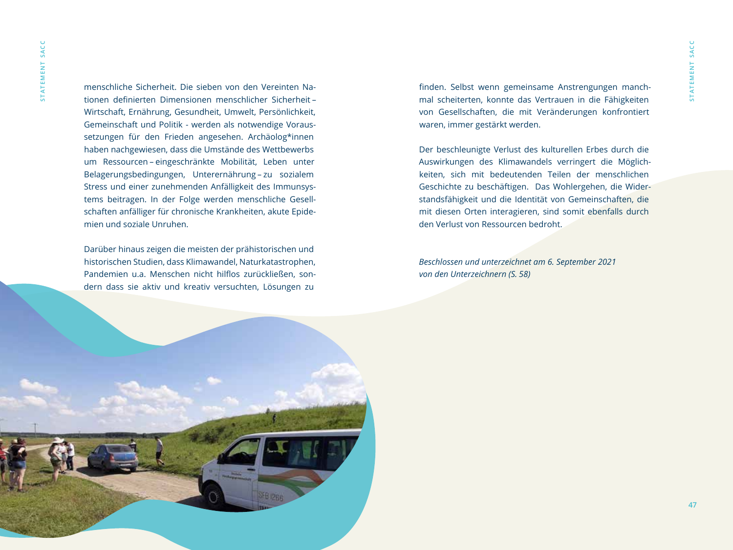menschliche Sicherheit. Die sieben von den Vereinten Nationen definierten Dimensionen menschlicher Sicherheit – Wirtschaft, Ernährung, Gesundheit, Umwelt, Persönlichkeit, Gemeinschaft und Politik - werden als notwendige Voraussetzungen für den Frieden angesehen. Archäolog*innen haben nachgewiesen, dass die Umstände des Wettbewerbs um Ressourcen – eingeschränkte Mobilität, Leben unter Belagerungsbedingungen, Unterernährung – zu sozialem Stress und einer zunehmenden Anfälligkeit des Immunsystems beitragen. In der Folge werden menschliche Gesellschaften anfälliger für chronische Krankheiten, akute Epidemien und soziale Unruhen.

Darüber hinaus zeigen die meisten der prähistorischen und historischen Studien, dass Klimawandel, Naturkatastrophen, Pandemien u.a. Menschen nicht hilflos zurückließen, sondern dass sie aktiv und kreativ versuchten, Lösungen zu finden. Selbst wenn gemeinsame Anstrengungen manchmal scheiterten, konnte das Vertrauen in die Fähigkeiten von Gesellschaften, die mit Veränderungen konfrontiert waren, immer gestärkt werden.

Der beschleunigte Verlust des kulturellen Erbes durch die Auswirkungen des Klimawandels verringert die Möglichkeiten, sich mit bedeutenden Teilen der menschlichen Geschichte zu beschäftigen. Das Wohlergehen, die Widerstandsfähigkeit und die Identität von Gemeinschaften, die mit diesen Orten interagieren, sind somit ebenfalls durch den Verlust von Ressourcen bedroht.

*Beschlossen und unterzeichnet am 6. September 2021 von den Unterzeichnern (S. 58)*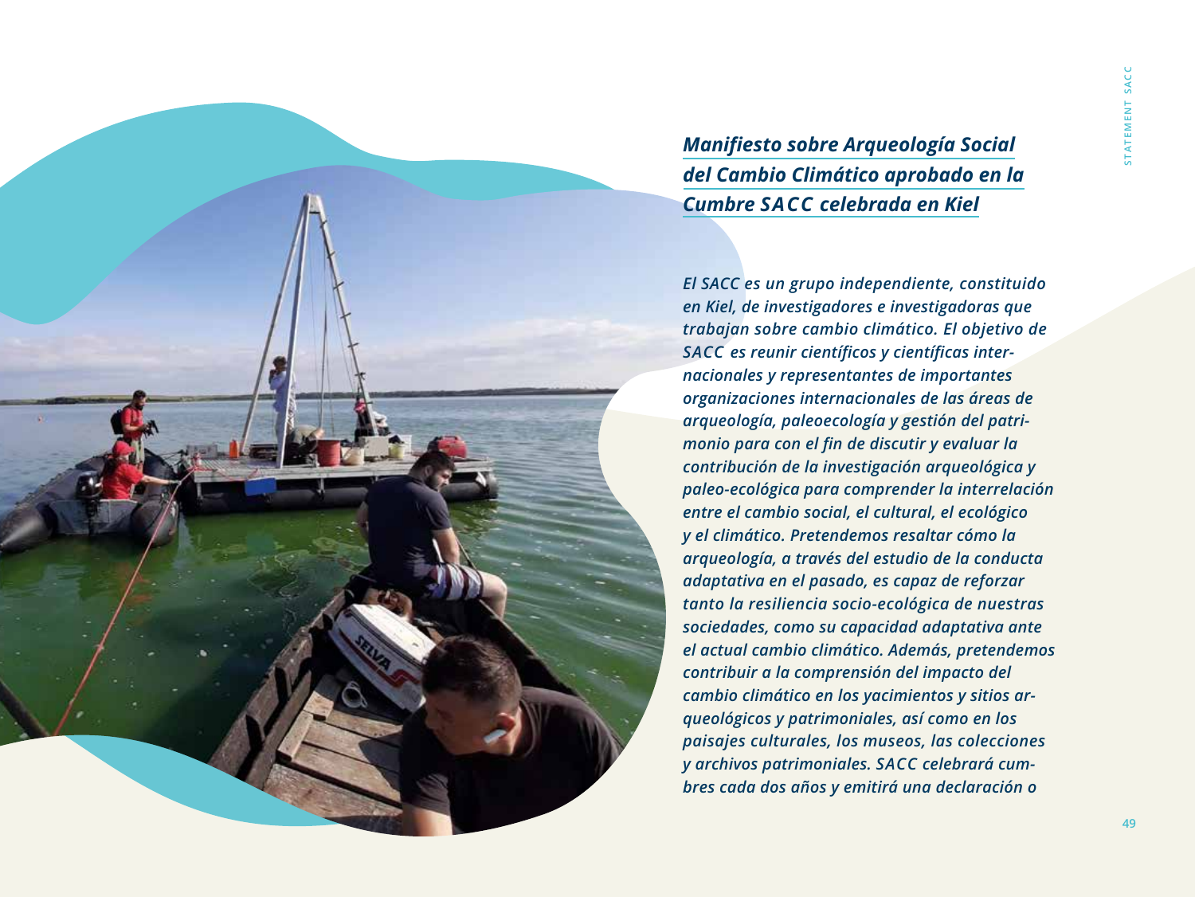## *Manifiesto sobre Arqueología Social del Cambio Climático aprobado en la Cumbre SACC celebrada en Kiel*

*El SACC es un grupo independiente, constituido en Kiel, de investigadores e investigadoras que trabajan sobre cambio climático. El objetivo de SACC es reunir científicos y científicas internacionales y representantes de importantes organizaciones internacionales de las áreas de arqueología, paleoecología y gestión del patrimonio para con el fin de discutir y evaluar la contribución de la investigación arqueológica y paleo-ecológica para comprender la interrelación entre el cambio social, el cultural, el ecológico y el climático. Pretendemos resaltar cómo la arqueología, a través del estudio de la conducta adaptativa en el pasado, es capaz de reforzar tanto la resiliencia socio-ecológica de nuestras sociedades, como su capacidad adaptativa ante el actual cambio climático. Además, pretendemos contribuir a la comprensión del impacto del cambio climático en los yacimientos y sitios arqueológicos y patrimoniales, así como en los paisajes culturales, los museos, las colecciones y archivos patrimoniales. SACC celebrará cumbres cada dos años y emitirá una declaración o*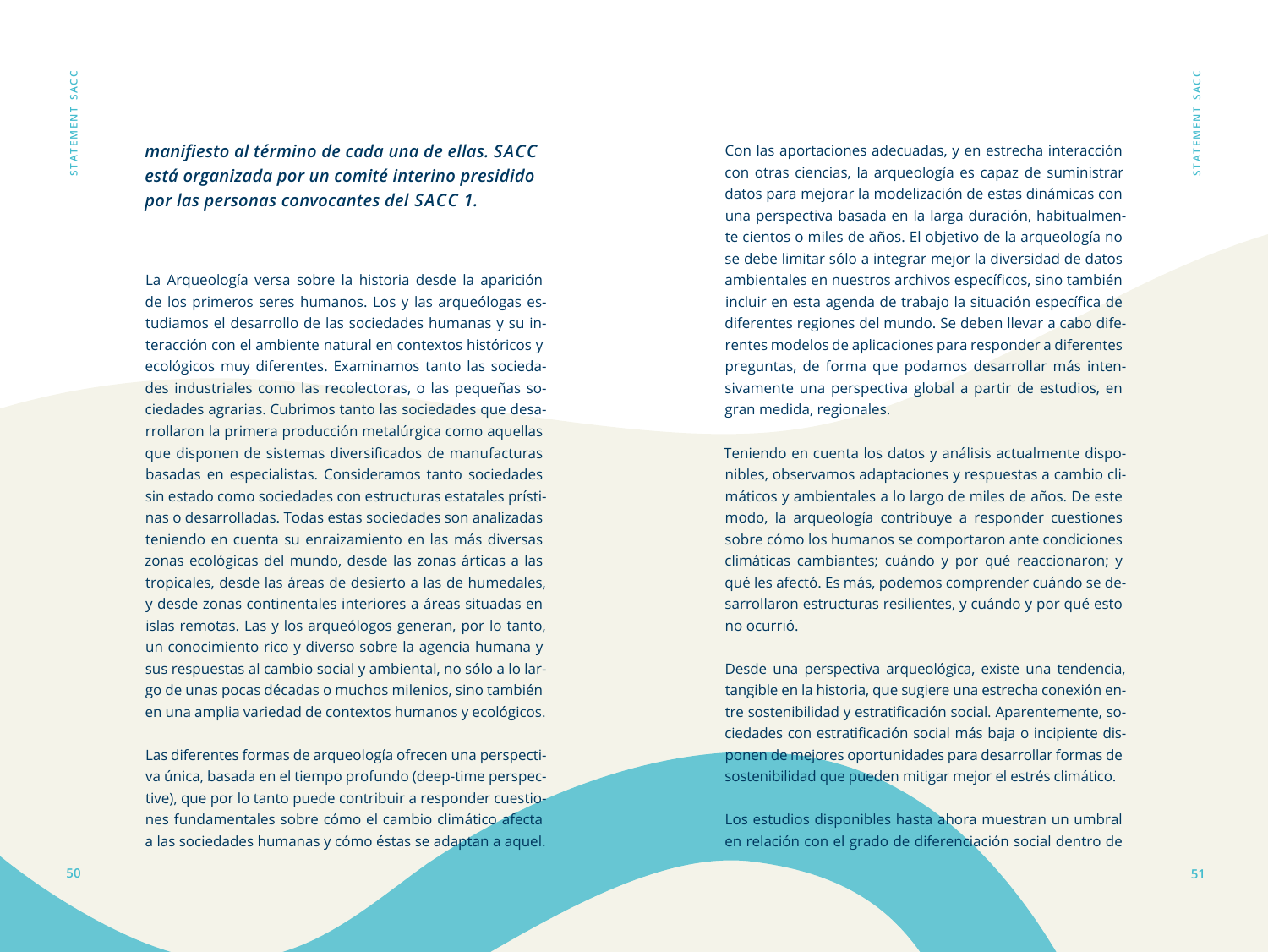***manifiesto al término de cada una de ellas. SACC está organizada por un comité interino presidido por las personas convocantes del SACC 1.***

La Arqueología versa sobre la historia desde la aparición de los primeros seres humanos. Los y las arqueólogas estudiamos el desarrollo de las sociedades humanas y su interacción con el ambiente natural en contextos históricos y ecológicos muy diferentes. Examinamos tanto las sociedades industriales como las recolectoras, o las pequeñas sociedades agrarias. Cubrimos tanto las sociedades que desarrollaron la primera producción metalúrgica como aquellas que disponen de sistemas diversificados de manufacturas basadas en especialistas. Consideramos tanto sociedades sin estado como sociedades con estructuras estatales prístinas o desarrolladas. Todas estas sociedades son analizadas teniendo en cuenta su enraizamiento en las más diversas zonas ecológicas del mundo, desde las zonas árticas a las tropicales, desde las áreas de desierto a las de humedales, y desde zonas continentales interiores a áreas situadas en islas remotas. Las y los arqueólogos generan, por lo tanto, un conocimiento rico y diverso sobre la agencia humana y sus respuestas al cambio social y ambiental, no sólo a lo largo de unas pocas décadas o muchos milenios, sino también en una amplia variedad de contextos humanos y ecológicos.

Las diferentes formas de arqueología ofrecen una perspectiva única, basada en el tiempo profundo (deep-time perspective), que por lo tanto puede contribuir a responder cuestiones fundamentales sobre cómo el cambio climático afecta a las sociedades humanas y cómo éstas se adaptan a aquel.

Con las aportaciones adecuadas, y en estrecha interacción con otras ciencias, la arqueología es capaz de suministrar datos para mejorar la modelización de estas dinámicas con una perspectiva basada en la larga duración, habitualmente cientos o miles de años. El objetivo de la arqueología no se debe limitar sólo a integrar mejor la diversidad de datos ambientales en nuestros archivos específicos, sino también incluir en esta agenda de trabajo la situación específica de diferentes regiones del mundo. Se deben llevar a cabo diferentes modelos de aplicaciones para responder a diferentes preguntas, de forma que podamos desarrollar más intensivamente una perspectiva global a partir de estudios, en gran medida, regionales.

Teniendo en cuenta los datos y análisis actualmente disponibles, observamos adaptaciones y respuestas a cambio climáticos y ambientales a lo largo de miles de años. De este modo, la arqueología contribuye a responder cuestiones sobre cómo los humanos se comportaron ante condiciones climáticas cambiantes; cuándo y por qué reaccionaron; y qué les afectó. Es más, podemos comprender cuándo se desarrollaron estructuras resilientes, y cuándo y por qué esto no ocurrió.

Desde una perspectiva arqueológica, existe una tendencia, tangible en la historia, que sugiere una estrecha conexión entre sostenibilidad y estratificación social. Aparentemente, sociedades con estratificación social más baja o incipiente disponen de mejores oportunidades para desarrollar formas de sostenibilidad que pueden mitigar mejor el estrés climático.

Los estudios disponibles hasta ahora muestran un umbral en relación con el grado de diferenciación social dentro de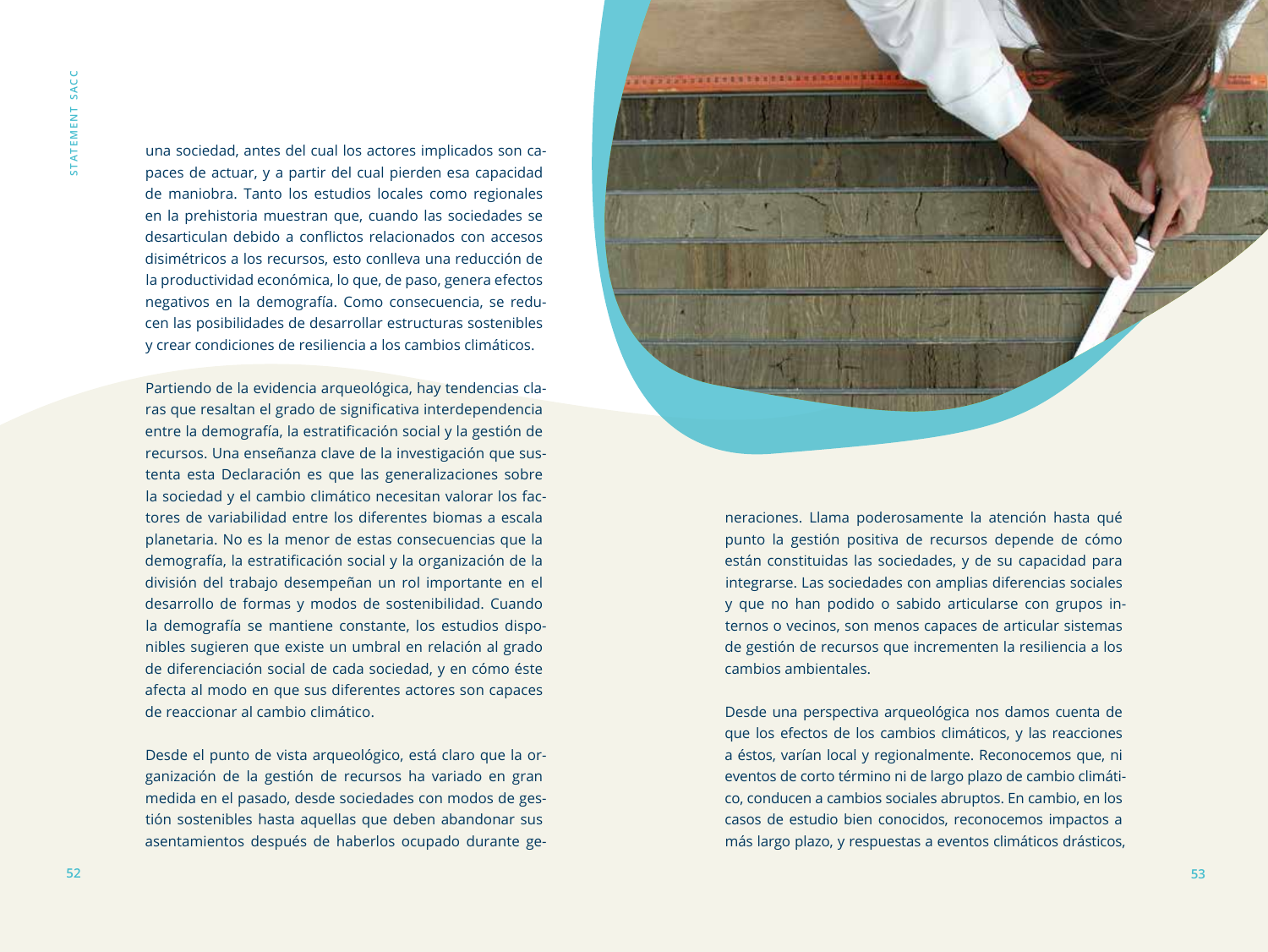una sociedad, antes del cual los actores implicados son capaces de actuar, y a partir del cual pierden esa capacidad de maniobra. Tanto los estudios locales como regionales en la prehistoria muestran que, cuando las sociedades se desarticulan debido a conflictos relacionados con accesos disimétricos a los recursos, esto conlleva una reducción de la productividad económica, lo que, de paso, genera efectos negativos en la demografía. Como consecuencia, se reducen las posibilidades de desarrollar estructuras sostenibles y crear condiciones de resiliencia a los cambios climáticos.

Partiendo de la evidencia arqueológica, hay tendencias claras que resaltan el grado de significativa interdependencia entre la demografía, la estratificación social y la gestión de recursos. Una enseñanza clave de la investigación que sustenta esta Declaración es que las generalizaciones sobre la sociedad y el cambio climático necesitan valorar los factores de variabilidad entre los diferentes biomas a escala planetaria. No es la menor de estas consecuencias que la demografía, la estratificación social y la organización de la división del trabajo desempeñan un rol importante en el desarrollo de formas y modos de sostenibilidad. Cuando la demografía se mantiene constante, los estudios disponibles sugieren que existe un umbral en relación al grado de diferenciación social de cada sociedad, y en cómo éste afecta al modo en que sus diferentes actores son capaces de reaccionar al cambio climático.

Desde el punto de vista arqueológico, está claro que la organización de la gestión de recursos ha variado en gran medida en el pasado, desde sociedades con modos de gestión sostenibles hasta aquellas que deben abandonar sus asentamientos después de haberlos ocupado durante generaciones. Llama poderosamente la atención hasta qué punto la gestión positiva de recursos depende de cómo están constituidas las sociedades, y de su capacidad para integrarse. Las sociedades con amplias diferencias sociales y que no han podido o sabido articularse con grupos internos o vecinos, son menos capaces de articular sistemas de gestión de recursos que incrementen la resiliencia a los cambios ambientales.

Desde una perspectiva arqueológica nos damos cuenta de que los efectos de los cambios climáticos, y las reacciones a éstos, varían local y regionalmente. Reconocemos que, ni eventos de corto término ni de largo plazo de cambio climático, conducen a cambios sociales abruptos. En cambio, en los casos de estudio bien conocidos, reconocemos impactos a más largo plazo, y respuestas a eventos climáticos drásticos,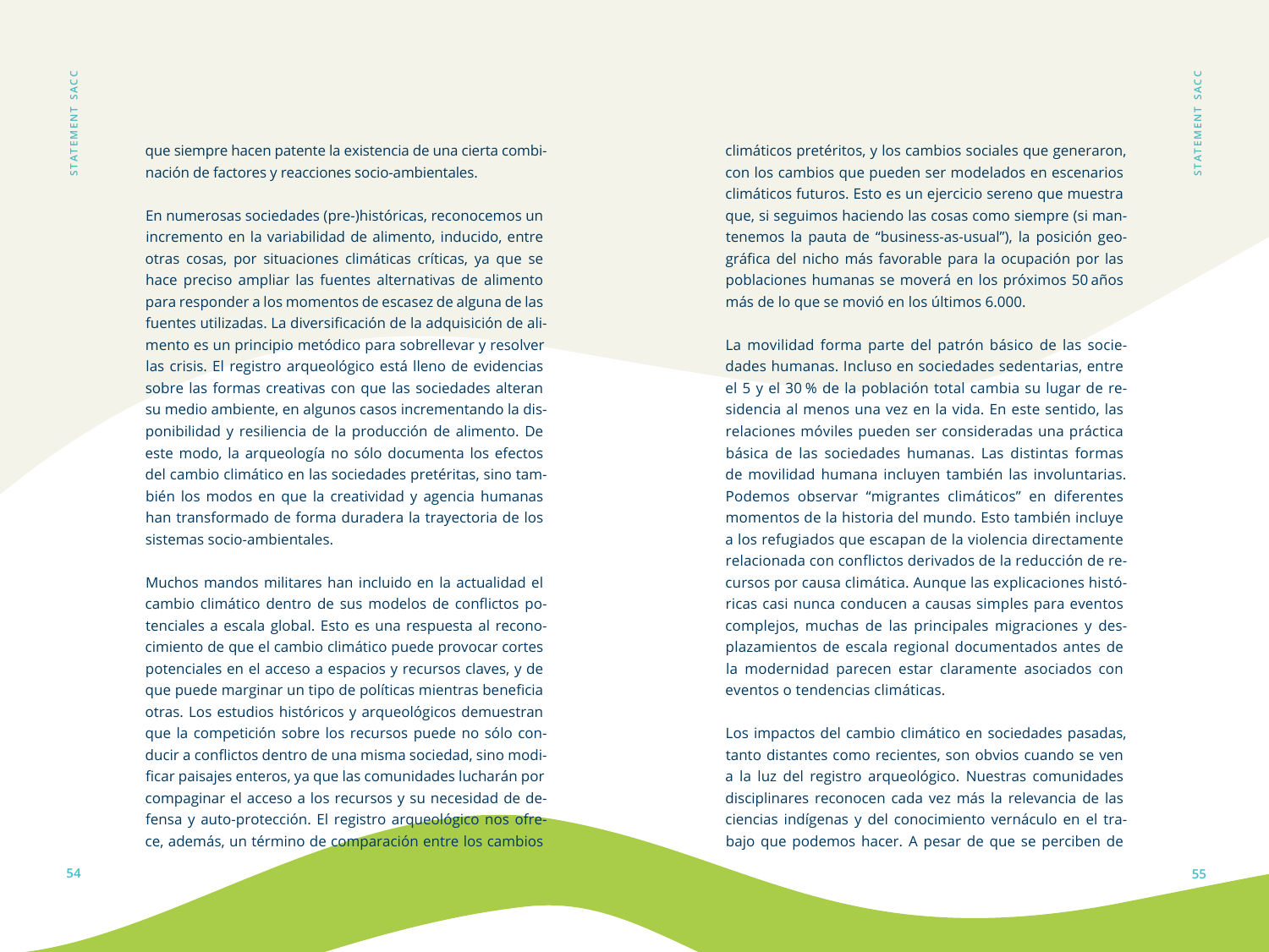que siempre hacen patente la existencia de una cierta combinación de factores y reacciones socio-ambientales.

En numerosas sociedades (pre-)históricas, reconocemos un incremento en la variabilidad de alimento, inducido, entre otras cosas, por situaciones climáticas críticas, ya que se hace preciso ampliar las fuentes alternativas de alimento para responder a los momentos de escasez de alguna de las fuentes utilizadas. La diversificación de la adquisición de alimento es un principio metódico para sobrellevar y resolver las crisis. El registro arqueológico está lleno de evidencias sobre las formas creativas con que las sociedades alteran su medio ambiente, en algunos casos incrementando la disponibilidad y resiliencia de la producción de alimento. De este modo, la arqueología no sólo documenta los efectos del cambio climático en las sociedades pretéritas, sino también los modos en que la creatividad y agencia humanas han transformado de forma duradera la trayectoria de los sistemas socio-ambientales.

Muchos mandos militares han incluido en la actualidad el cambio climático dentro de sus modelos de conflictos potenciales a escala global. Esto es una respuesta al reconocimiento de que el cambio climático puede provocar cortes potenciales en el acceso a espacios y recursos claves, y de que puede marginar un tipo de políticas mientras beneficia otras. Los estudios históricos y arqueológicos demuestran que la competición sobre los recursos puede no sólo conducir a conflictos dentro de una misma sociedad, sino modificar paisajes enteros, ya que las comunidades lucharán por compaginar el acceso a los recursos y su necesidad de defensa y auto-protección. El registro arqueológico nos ofrece, además, un término de comparación entre los cambios climáticos pretéritos, y los cambios sociales que generaron, con los cambios que pueden ser modelados en escenarios climáticos futuros. Esto es un ejercicio sereno que muestra que, si seguimos haciendo las cosas como siempre (si mantenemos la pauta de "business-as-usual"), la posición geográfica del nicho más favorable para la ocupación por las poblaciones humanas se moverá en los próximos 50 años más de lo que se movió en los últimos 6.000.

La movilidad forma parte del patrón básico de las sociedades humanas. Incluso en sociedades sedentarias, entre el 5 y el 30 % de la población total cambia su lugar de residencia al menos una vez en la vida. En este sentido, las relaciones móviles pueden ser consideradas una práctica básica de las sociedades humanas. Las distintas formas de movilidad humana incluyen también las involuntarias. Podemos observar "migrantes climáticos" en diferentes momentos de la historia del mundo. Esto también incluye a los refugiados que escapan de la violencia directamente relacionada con conflictos derivados de la reducción de recursos por causa climática. Aunque las explicaciones históricas casi nunca conducen a causas simples para eventos complejos, muchas de las principales migraciones y desplazamientos de escala regional documentados antes de la modernidad parecen estar claramente asociados con eventos o tendencias climáticas.

Los impactos del cambio climático en sociedades pasadas, tanto distantes como recientes, son obvios cuando se ven a la luz del registro arqueológico. Nuestras comunidades disciplinares reconocen cada vez más la relevancia de las ciencias indígenas y del conocimiento vernáculo en el trabajo que podemos hacer. A pesar de que se perciben de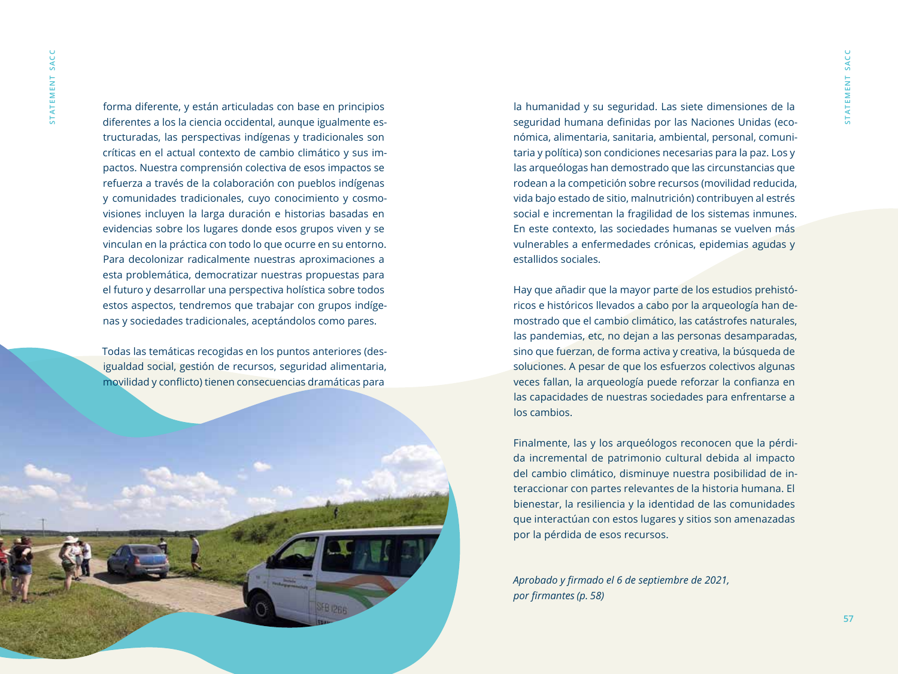forma diferente, y están articuladas con base en principios diferentes a los la ciencia occidental, aunque igualmente estructuradas, las perspectivas indígenas y tradicionales son críticas en el actual contexto de cambio climático y sus impactos. Nuestra comprensión colectiva de esos impactos se refuerza a través de la colaboración con pueblos indígenas y comunidades tradicionales, cuyo conocimiento y cosmovisiones incluyen la larga duración e historias basadas en evidencias sobre los lugares donde esos grupos viven y se vinculan en la práctica con todo lo que ocurre en su entorno. Para decolonizar radicalmente nuestras aproximaciones a esta problemática, democratizar nuestras propuestas para el futuro y desarrollar una perspectiva holística sobre todos estos aspectos, tendremos que trabajar con grupos indígenas y sociedades tradicionales, aceptándolos como pares.

Todas las temáticas recogidas en los puntos anteriores (desigualdad social, gestión de recursos, seguridad alimentaria, movilidad y conflicto) tienen consecuencias dramáticas para la humanidad y su seguridad. Las siete dimensiones de la seguridad humana definidas por las Naciones Unidas (económica, alimentaria, sanitaria, ambiental, personal, comunitaria y política) son condiciones necesarias para la paz. Los y las arqueólogas han demostrado que las circunstancias que rodean a la competición sobre recursos (movilidad reducida, vida bajo estado de sitio, malnutrición) contribuyen al estrés social e incrementan la fragilidad de los sistemas inmunes. En este contexto, las sociedades humanas se vuelven más vulnerables a enfermedades crónicas, epidemias agudas y estallidos sociales.

Hay que añadir que la mayor parte de los estudios prehistóricos e históricos llevados a cabo por la arqueología han demostrado que el cambio climático, las catástrofes naturales, las pandemias, etc, no dejan a las personas desamparadas, sino que fuerzan, de forma activa y creativa, la búsqueda de soluciones. A pesar de que los esfuerzos colectivos algunas veces fallan, la arqueología puede reforzar la confianza en las capacidades de nuestras sociedades para enfrentarse a los cambios.

Finalmente, las y los arqueólogos reconocen que la pérdida incremental de patrimonio cultural debida al impacto del cambio climático, disminuye nuestra posibilidad de interaccionar con partes relevantes de la historia humana. El bienestar, la resiliencia y la identidad de las comunidades que interactúan con estos lugares y sitios son amenazadas por la pérdida de esos recursos.

*Aprobado y firmado el 6 de septiembre de 2021, por firmantes (p. 58)*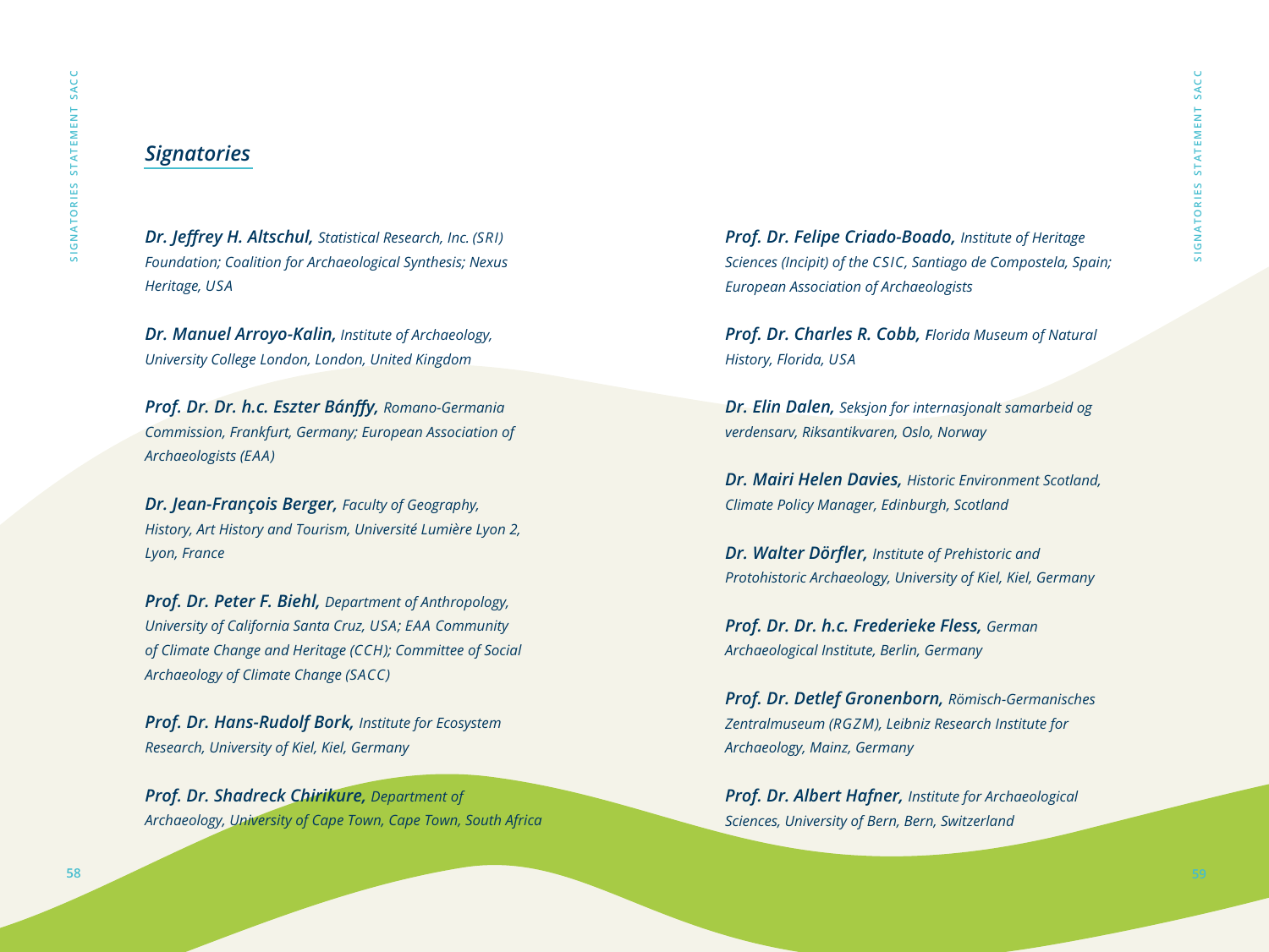## *Signatories*

***Dr. Jeffrey H. Altschul,*** *Statistical Research, Inc. (SRI) Foundation; Coalition for Archaeological Synthesis; Nexus Heritage, USA*

***Dr. Manuel Arroyo-Kalin,*** *Institute of Archaeology, University College London, London, United Kingdom*

***Prof. Dr. Dr. h.c. Eszter Bánffy,*** *Romano-Germania Commission, Frankfurt, Germany; European Association of Archaeologists (EAA)*

***Dr. Jean-François Berger,*** *Faculty of Geography, History, Art History and Tourism, Université Lumière Lyon 2, Lyon, France*

***Prof. Dr. Peter F. Biehl,*** *Department of Anthropology, University of California Santa Cruz, USA; EAA Community of Climate Change and Heritage (CCH); Committee of Social Archaeology of Climate Change (SACC)*

***Prof. Dr. Hans-Rudolf Bork,*** *Institute for Ecosystem Research, University of Kiel, Kiel, Germany*

***Prof. Dr. Shadreck Chirikure,*** *Department of Archaeology, University of Cape Town, Cape Town, South Africa*

***Prof. Dr. Felipe Criado-Boado,*** *Institute of Heritage Sciences (Incipit) of the CSIC, Santiago de Compostela, Spain; European Association of Archaeologists*

***Prof. Dr. Charles R. Cobb,*** *Florida Museum of Natural History, Florida, USA*

***Dr. Elin Dalen,*** *Seksjon for internasjonalt samarbeid og verdensarv, Riksantikvaren, Oslo, Norway*

***Dr. Mairi Helen Davies,*** *Historic Environment Scotland, Climate Policy Manager, Edinburgh, Scotland*

***Dr. Walter Dörfler,*** *Institute of Prehistoric and Protohistoric Archaeology, University of Kiel, Kiel, Germany*

***Prof. Dr. Dr. h.c. Frederieke Fless,*** *German Archaeological Institute, Berlin, Germany*

***Prof. Dr. Detlef Gronenborn,*** *Römisch-Germanisches Zentralmuseum (RGZM), Leibniz Research Institute for Archaeology, Mainz, Germany*

***Prof. Dr. Albert Hafner,*** *Institute for Archaeological Sciences, University of Bern, Bern, Switzerland*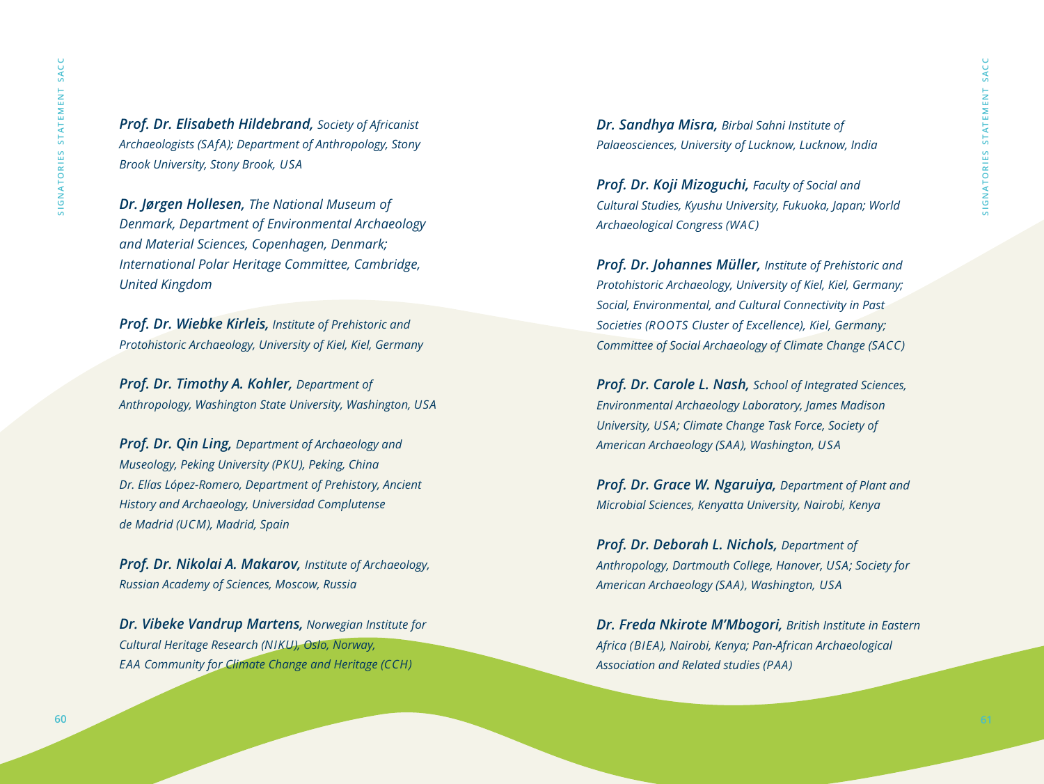***Prof. Dr. Elisabeth Hildebrand,*** *Society of Africanist Archaeologists (SAfA); Department of Anthropology, Stony Brook University, Stony Brook, USA*

***Dr. Jørgen Hollesen,*** *The National Museum of Denmark, Department of Environmental Archaeology and Material Sciences, Copenhagen, Denmark; International Polar Heritage Committee, Cambridge, United Kingdom*

***Prof. Dr. Wiebke Kirleis,*** *Institute of Prehistoric and Protohistoric Archaeology, University of Kiel, Kiel, Germany*

***Prof. Dr. Timothy A. Kohler,*** *Department of Anthropology, Washington State University, Washington, USA*

***Prof. Dr. Qin Ling,*** *Department of Archaeology and Museology, Peking University (PKU), Peking, China*
*Dr. Elías López-Romero, Department of Prehistory, Ancient History and Archaeology, Universidad Complutense de Madrid (UCM), Madrid, Spain*

***Prof. Dr. Nikolai A. Makarov,*** *Institute of Archaeology, Russian Academy of Sciences, Moscow, Russia*

***Dr. Vibeke Vandrup Martens,*** *Norwegian Institute for Cultural Heritage Research (NIKU), Oslo, Norway, EAA Community for Climate Change and Heritage (CCH)*

***Dr. Sandhya Misra,*** *Birbal Sahni Institute of Palaeosciences, University of Lucknow, Lucknow, India*

***Prof. Dr. Koji Mizoguchi,*** *Faculty of Social and Cultural Studies, Kyushu University, Fukuoka, Japan; World Archaeological Congress (WAC)*

***Prof. Dr. Johannes Müller,*** *Institute of Prehistoric and Protohistoric Archaeology, University of Kiel, Kiel, Germany; Social, Environmental, and Cultural Connectivity in Past Societies (ROOTS Cluster of Excellence), Kiel, Germany; Committee of Social Archaeology of Climate Change (SACC)*

***Prof. Dr. Carole L. Nash,*** *School of Integrated Sciences, Environmental Archaeology Laboratory, James Madison University, USA; Climate Change Task Force, Society of American Archaeology (SAA), Washington, USA*

***Prof. Dr. Grace W. Ngaruiya,*** *Department of Plant and Microbial Sciences, Kenyatta University, Nairobi, Kenya*

***Prof. Dr. Deborah L. Nichols,*** *Department of Anthropology, Dartmouth College, Hanover, USA; Society for American Archaeology (SAA), Washington, USA*

***Dr. Freda Nkirote M'Mbogori,*** *British Institute in Eastern Africa (BIEA), Nairobi, Kenya; Pan-African Archaeological Association and Related studies (PAA)*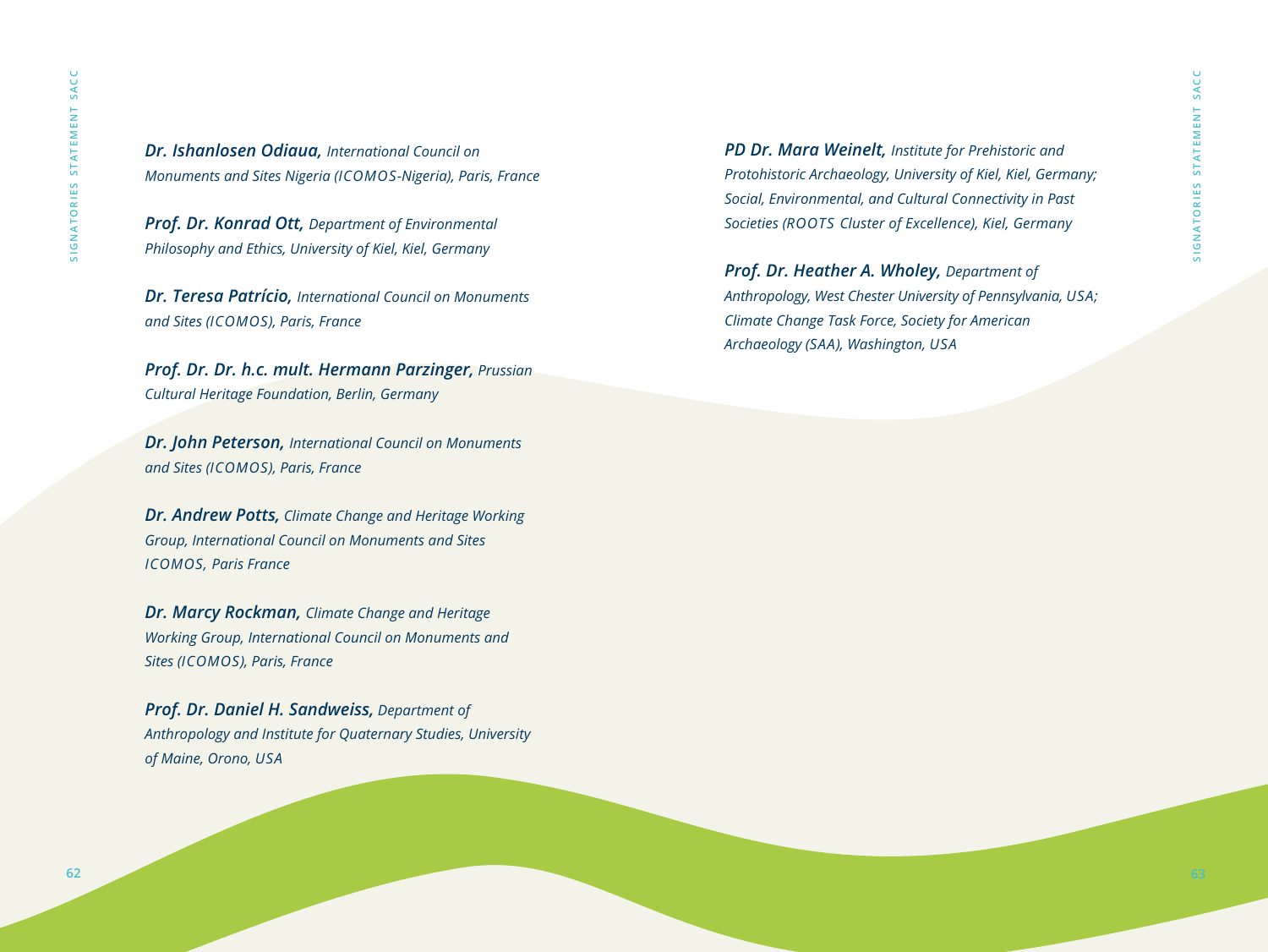***Dr. Ishanlosen Odiaua,*** *International Council on Monuments and Sites Nigeria (ICOMOS-Nigeria), Paris, France*

***Prof. Dr. Konrad Ott,*** *Department of Environmental Philosophy and Ethics, University of Kiel, Kiel, Germany*

***Dr. Teresa Patrício,*** *International Council on Monuments and Sites (ICOMOS), Paris, France*

***Prof. Dr. Dr. h.c. mult. Hermann Parzinger,*** *Prussian Cultural Heritage Foundation, Berlin, Germany*

***Dr. John Peterson,*** *International Council on Monuments and Sites (ICOMOS), Paris, France*

***Dr. Andrew Potts,*** *Climate Change and Heritage Working Group, International Council on Monuments and Sites ICOMOS, Paris France*

***Dr. Marcy Rockman,*** *Climate Change and Heritage Working Group, International Council on Monuments and Sites (ICOMOS), Paris, France*

***Prof. Dr. Daniel H. Sandweiss,*** *Department of Anthropology and Institute for Quaternary Studies, University of Maine, Orono, USA*

***PD Dr. Mara Weinelt,*** *Institute for Prehistoric and Protohistoric Archaeology, University of Kiel, Kiel, Germany; Social, Environmental, and Cultural Connectivity in Past Societies (ROOTS Cluster of Excellence), Kiel, Germany*

***Prof. Dr. Heather A. Wholey,*** *Department of Anthropology, West Chester University of Pennsylvania, USA; Climate Change Task Force, Society for American Archaeology (SAA), Washington, USA*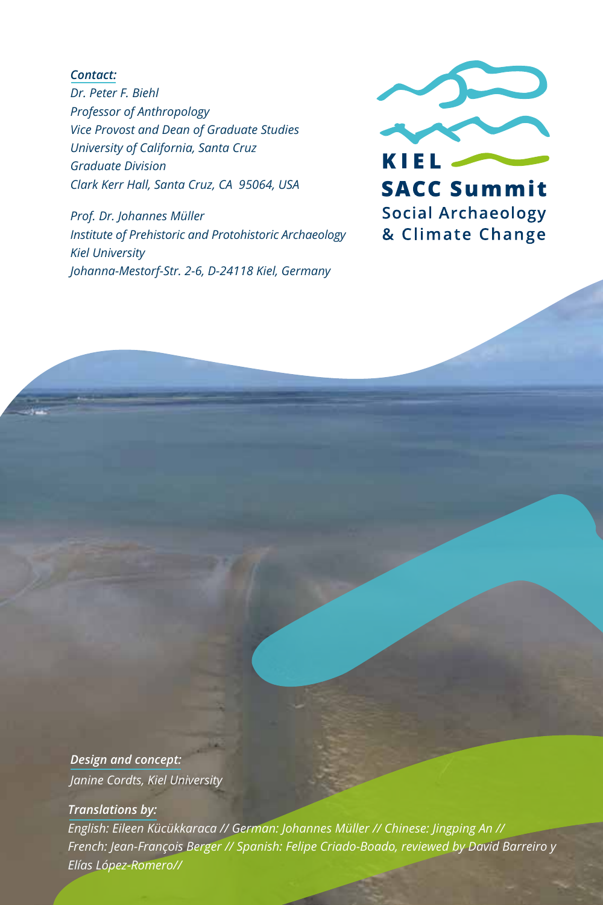***Contact:***

*Dr. Peter F. Biehl*
*Professor of Anthropology*
*Vice Provost and Dean of Graduate Studies*
*University of California, Santa Cruz*
*Graduate Division*
*Clark Kerr Hall, Santa Cruz, CA 95064, USA*

*Prof. Dr. Johannes Müller*
*Institute of Prehistoric and Protohistoric Archaeology*
*Kiel University*
*Johanna-Mestorf-Str. 2-6, D-24118 Kiel, Germany*

**KIEL**
**SACC Summit**
**Social Archaeology**
**& Climate Change**

***Design and concept:***

*Janine Cordts, Kiel University*

***Translations by:***

*English: Eileen Kücükkaraca // German: Johannes Müller // Chinese: Jingping An // French: Jean-François Berger // Spanish: Felipe Criado-Boado, reviewed by David Barreiro y Elías López-Romero//*